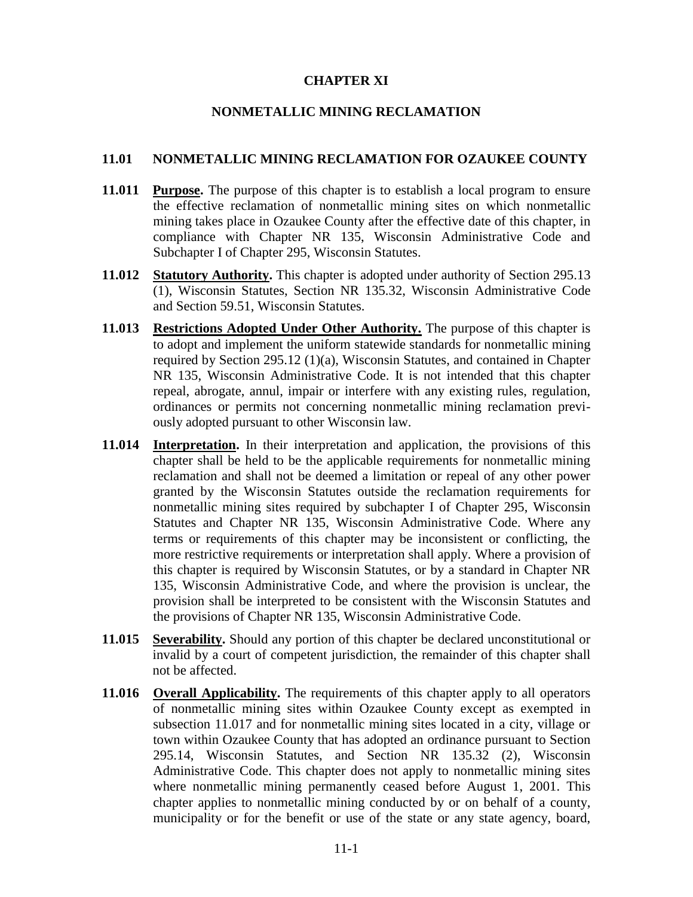# CHAPTER XI

## NONMETALLIC MINING RECLAMATION

### 11.01 NONMETALLIC MINING RECLAMATION FOR OZAUKEE COUNTY

**11.011 Purpose.** The purpose of this chapter is to establish a local program to ensure the effective reclamation of nonmetallic mining sites on which nonmetallic mining takes place in Ozaukee County after the effective date of this chapter, in compliance with Chapter NR 135, Wisconsin Administrative Code and Subchapter I of Chapter 295, Wisconsin Statutes.

**11.012 Statutory Authority.** This chapter is adopted under authority of Section 295.13 (1), Wisconsin Statutes, Section NR 135.32, Wisconsin Administrative Code and Section 59.51, Wisconsin Statutes.

**11.013 Restrictions Adopted Under Other Authority.** The purpose of this chapter is to adopt and implement the uniform statewide standards for nonmetallic mining required by Section 295.12 (1)(a), Wisconsin Statutes, and contained in Chapter NR 135, Wisconsin Administrative Code. It is not intended that this chapter repeal, abrogate, annul, impair or interfere with any existing rules, regulation, ordinances or permits not concerning nonmetallic mining reclamation previously adopted pursuant to other Wisconsin law.

**11.014 Interpretation.** In their interpretation and application, the provisions of this chapter shall be held to be the applicable requirements for nonmetallic mining reclamation and shall not be deemed a limitation or repeal of any other power granted by the Wisconsin Statutes outside the reclamation requirements for nonmetallic mining sites required by subchapter I of Chapter 295, Wisconsin Statutes and Chapter NR 135, Wisconsin Administrative Code. Where any terms or requirements of this chapter may be inconsistent or conflicting, the more restrictive requirements or interpretation shall apply. Where a provision of this chapter is required by Wisconsin Statutes, or by a standard in Chapter NR 135, Wisconsin Administrative Code, and where the provision is unclear, the provision shall be interpreted to be consistent with the Wisconsin Statutes and the provisions of Chapter NR 135, Wisconsin Administrative Code.

**11.015 Severability.** Should any portion of this chapter be declared unconstitutional or invalid by a court of competent jurisdiction, the remainder of this chapter shall not be affected.

**11.016 Overall Applicability.** The requirements of this chapter apply to all operators of nonmetallic mining sites within Ozaukee County except as exempted in subsection 11.017 and for nonmetallic mining sites located in a city, village or town within Ozaukee County that has adopted an ordinance pursuant to Section 295.14, Wisconsin Statutes, and Section NR 135.32 (2), Wisconsin Administrative Code. This chapter does not apply to nonmetallic mining sites where nonmetallic mining permanently ceased before August 1, 2001. This chapter applies to nonmetallic mining conducted by or on behalf of a county, municipality or for the benefit or use of the state or any state agency, board,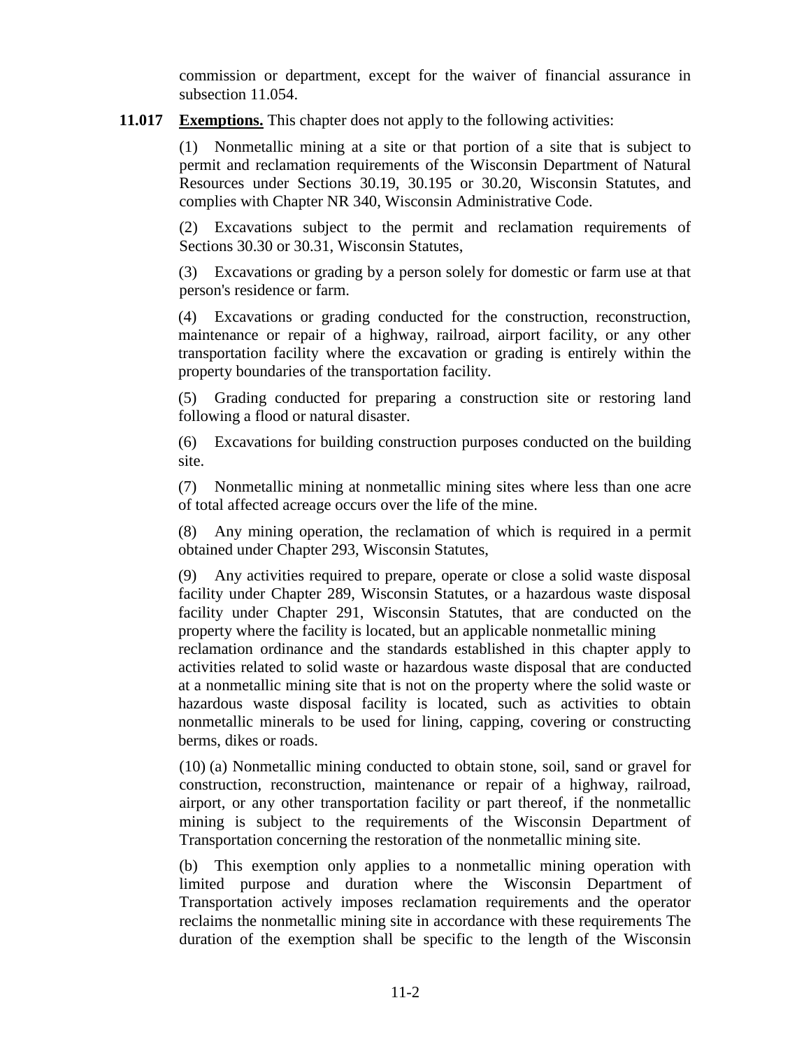commission or department, except for the waiver of financial assurance in subsection 11.054.

**11.017 Exemptions.** This chapter does not apply to the following activities:

(1) Nonmetallic mining at a site or that portion of a site that is subject to permit and reclamation requirements of the Wisconsin Department of Natural Resources under Sections 30.19, 30.195 or 30.20, Wisconsin Statutes, and complies with Chapter NR 340, Wisconsin Administrative Code.

(2) Excavations subject to the permit and reclamation requirements of Sections 30.30 or 30.31, Wisconsin Statutes,

(3) Excavations or grading by a person solely for domestic or farm use at that person's residence or farm.

(4) Excavations or grading conducted for the construction, reconstruction, maintenance or repair of a highway, railroad, airport facility, or any other transportation facility where the excavation or grading is entirely within the property boundaries of the transportation facility.

(5) Grading conducted for preparing a construction site or restoring land following a flood or natural disaster.

(6) Excavations for building construction purposes conducted on the building site.

(7) Nonmetallic mining at nonmetallic mining sites where less than one acre of total affected acreage occurs over the life of the mine.

(8) Any mining operation, the reclamation of which is required in a permit obtained under Chapter 293, Wisconsin Statutes,

(9) Any activities required to prepare, operate or close a solid waste disposal facility under Chapter 289, Wisconsin Statutes, or a hazardous waste disposal facility under Chapter 291, Wisconsin Statutes, that are conducted on the property where the facility is located, but an applicable nonmetallic mining reclamation ordinance and the standards established in this chapter apply to activities related to solid waste or hazardous waste disposal that are conducted at a nonmetallic mining site that is not on the property where the solid waste or hazardous waste disposal facility is located, such as activities to obtain nonmetallic minerals to be used for lining, capping, covering or constructing berms, dikes or roads.

(10) (a) Nonmetallic mining conducted to obtain stone, soil, sand or gravel for construction, reconstruction, maintenance or repair of a highway, railroad, airport, or any other transportation facility or part thereof, if the nonmetallic mining is subject to the requirements of the Wisconsin Department of Transportation concerning the restoration of the nonmetallic mining site.

(b) This exemption only applies to a nonmetallic mining operation with limited purpose and duration where the Wisconsin Department of Transportation actively imposes reclamation requirements and the operator reclaims the nonmetallic mining site in accordance with these requirements The duration of the exemption shall be specific to the length of the Wisconsin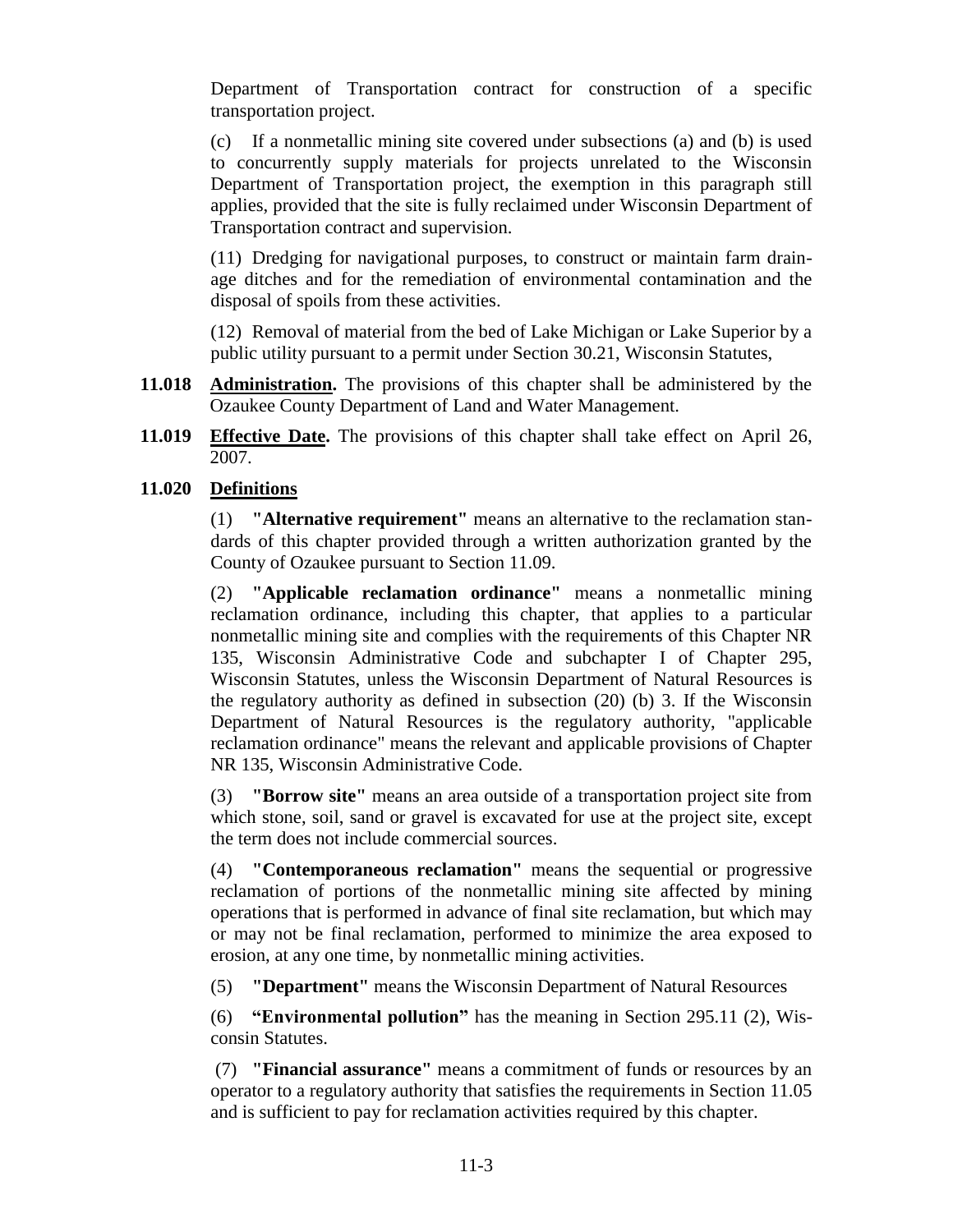Department of Transportation contract for construction of a specific transportation project.

(c) If a nonmetallic mining site covered under subsections (a) and (b) is used to concurrently supply materials for projects unrelated to the Wisconsin Department of Transportation project, the exemption in this paragraph still applies, provided that the site is fully reclaimed under Wisconsin Department of Transportation contract and supervision.

(11) Dredging for navigational purposes, to construct or maintain farm drainage ditches and for the remediation of environmental contamination and the disposal of spoils from these activities.

(12) Removal of material from the bed of Lake Michigan or Lake Superior by a public utility pursuant to a permit under Section 30.21, Wisconsin Statutes,

**11.018** **Administration.** The provisions of this chapter shall be administered by the Ozaukee County Department of Land and Water Management.

**11.019** **Effective Date.** The provisions of this chapter shall take effect on April 26, 2007.

**11.020** **Definitions**

(1) **"Alternative requirement"** means an alternative to the reclamation standards of this chapter provided through a written authorization granted by the County of Ozaukee pursuant to Section 11.09.

(2) **"Applicable reclamation ordinance"** means a nonmetallic mining reclamation ordinance, including this chapter, that applies to a particular nonmetallic mining site and complies with the requirements of this Chapter NR 135, Wisconsin Administrative Code and subchapter I of Chapter 295, Wisconsin Statutes, unless the Wisconsin Department of Natural Resources is the regulatory authority as defined in subsection (20) (b) 3. If the Wisconsin Department of Natural Resources is the regulatory authority, "applicable reclamation ordinance" means the relevant and applicable provisions of Chapter NR 135, Wisconsin Administrative Code.

(3) **"Borrow site"** means an area outside of a transportation project site from which stone, soil, sand or gravel is excavated for use at the project site, except the term does not include commercial sources.

(4) **"Contemporaneous reclamation"** means the sequential or progressive reclamation of portions of the nonmetallic mining site affected by mining operations that is performed in advance of final site reclamation, but which may or may not be final reclamation, performed to minimize the area exposed to erosion, at any one time, by nonmetallic mining activities.

(5) **"Department"** means the Wisconsin Department of Natural Resources

(6) **"Environmental pollution"** has the meaning in Section 295.11 (2), Wisconsin Statutes.

(7) **"Financial assurance"** means a commitment of funds or resources by an operator to a regulatory authority that satisfies the requirements in Section 11.05 and is sufficient to pay for reclamation activities required by this chapter.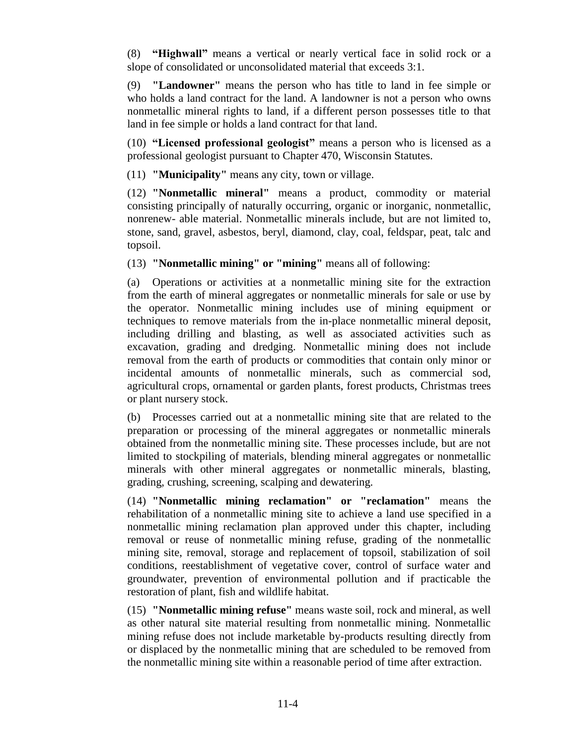(8) **"Highwall"** means a vertical or nearly vertical face in solid rock or a slope of consolidated or unconsolidated material that exceeds 3:1.

(9) **"Landowner"** means the person who has title to land in fee simple or who holds a land contract for the land. A landowner is not a person who owns nonmetallic mineral rights to land, if a different person possesses title to that land in fee simple or holds a land contract for that land.

(10) **"Licensed professional geologist"** means a person who is licensed as a professional geologist pursuant to Chapter 470, Wisconsin Statutes.

(11) **"Municipality"** means any city, town or village.

(12) **"Nonmetallic mineral"** means a product, commodity or material consisting principally of naturally occurring, organic or inorganic, nonmetallic, nonrenew- able material. Nonmetallic minerals include, but are not limited to, stone, sand, gravel, asbestos, beryl, diamond, clay, coal, feldspar, peat, talc and topsoil.

(13) **"Nonmetallic mining" or "mining"** means all of following:

(a) Operations or activities at a nonmetallic mining site for the extraction from the earth of mineral aggregates or nonmetallic minerals for sale or use by the operator. Nonmetallic mining includes use of mining equipment or techniques to remove materials from the in-place nonmetallic mineral deposit, including drilling and blasting, as well as associated activities such as excavation, grading and dredging. Nonmetallic mining does not include removal from the earth of products or commodities that contain only minor or incidental amounts of nonmetallic minerals, such as commercial sod, agricultural crops, ornamental or garden plants, forest products, Christmas trees or plant nursery stock.

(b) Processes carried out at a nonmetallic mining site that are related to the preparation or processing of the mineral aggregates or nonmetallic minerals obtained from the nonmetallic mining site. These processes include, but are not limited to stockpiling of materials, blending mineral aggregates or nonmetallic minerals with other mineral aggregates or nonmetallic minerals, blasting, grading, crushing, screening, scalping and dewatering.

(14) **"Nonmetallic mining reclamation" or "reclamation"** means the rehabilitation of a nonmetallic mining site to achieve a land use specified in a nonmetallic mining reclamation plan approved under this chapter, including removal or reuse of nonmetallic mining refuse, grading of the nonmetallic mining site, removal, storage and replacement of topsoil, stabilization of soil conditions, reestablishment of vegetative cover, control of surface water and groundwater, prevention of environmental pollution and if practicable the restoration of plant, fish and wildlife habitat.

(15) **"Nonmetallic mining refuse"** means waste soil, rock and mineral, as well as other natural site material resulting from nonmetallic mining. Nonmetallic mining refuse does not include marketable by-products resulting directly from or displaced by the nonmetallic mining that are scheduled to be removed from the nonmetallic mining site within a reasonable period of time after extraction.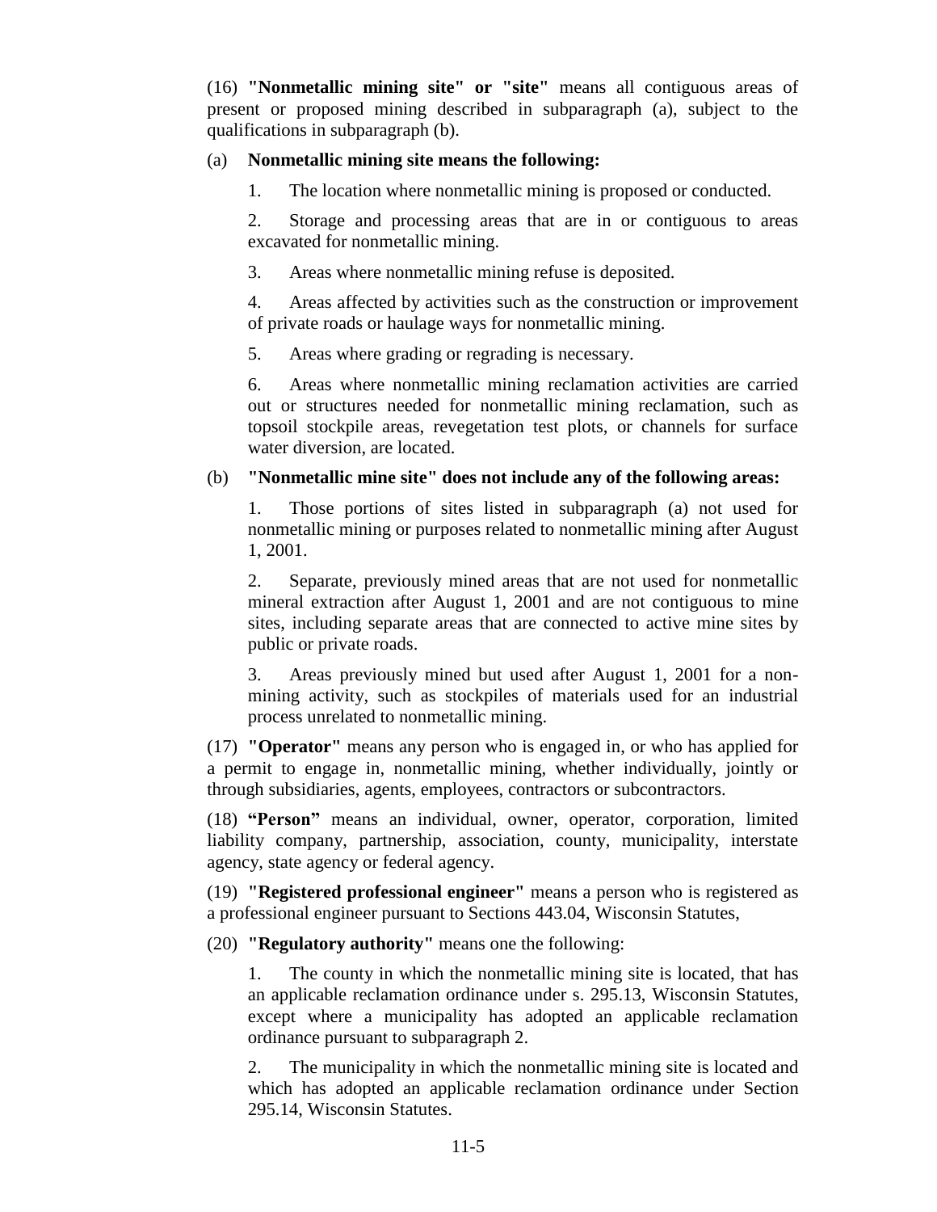(16) **"Nonmetallic mining site" or "site"** means all contiguous areas of present or proposed mining described in subparagraph (a), subject to the qualifications in subparagraph (b).

(a) **Nonmetallic mining site means the following:**

1. The location where nonmetallic mining is proposed or conducted.

2. Storage and processing areas that are in or contiguous to areas excavated for nonmetallic mining.

3. Areas where nonmetallic mining refuse is deposited.

4. Areas affected by activities such as the construction or improvement of private roads or haulage ways for nonmetallic mining.

5. Areas where grading or regrading is necessary.

6. Areas where nonmetallic mining reclamation activities are carried out or structures needed for nonmetallic mining reclamation, such as topsoil stockpile areas, revegetation test plots, or channels for surface water diversion, are located.

(b) **"Nonmetallic mine site" does not include any of the following areas:**

1. Those portions of sites listed in subparagraph (a) not used for nonmetallic mining or purposes related to nonmetallic mining after August 1, 2001.

2. Separate, previously mined areas that are not used for nonmetallic mineral extraction after August 1, 2001 and are not contiguous to mine sites, including separate areas that are connected to active mine sites by public or private roads.

3. Areas previously mined but used after August 1, 2001 for a non-mining activity, such as stockpiles of materials used for an industrial process unrelated to nonmetallic mining.

(17) **"Operator"** means any person who is engaged in, or who has applied for a permit to engage in, nonmetallic mining, whether individually, jointly or through subsidiaries, agents, employees, contractors or subcontractors.

(18) **"Person"** means an individual, owner, operator, corporation, limited liability company, partnership, association, county, municipality, interstate agency, state agency or federal agency.

(19) **"Registered professional engineer"** means a person who is registered as a professional engineer pursuant to Sections 443.04, Wisconsin Statutes,

(20) **"Regulatory authority"** means one the following:

1. The county in which the nonmetallic mining site is located, that has an applicable reclamation ordinance under s. 295.13, Wisconsin Statutes, except where a municipality has adopted an applicable reclamation ordinance pursuant to subparagraph 2.

2. The municipality in which the nonmetallic mining site is located and which has adopted an applicable reclamation ordinance under Section 295.14, Wisconsin Statutes.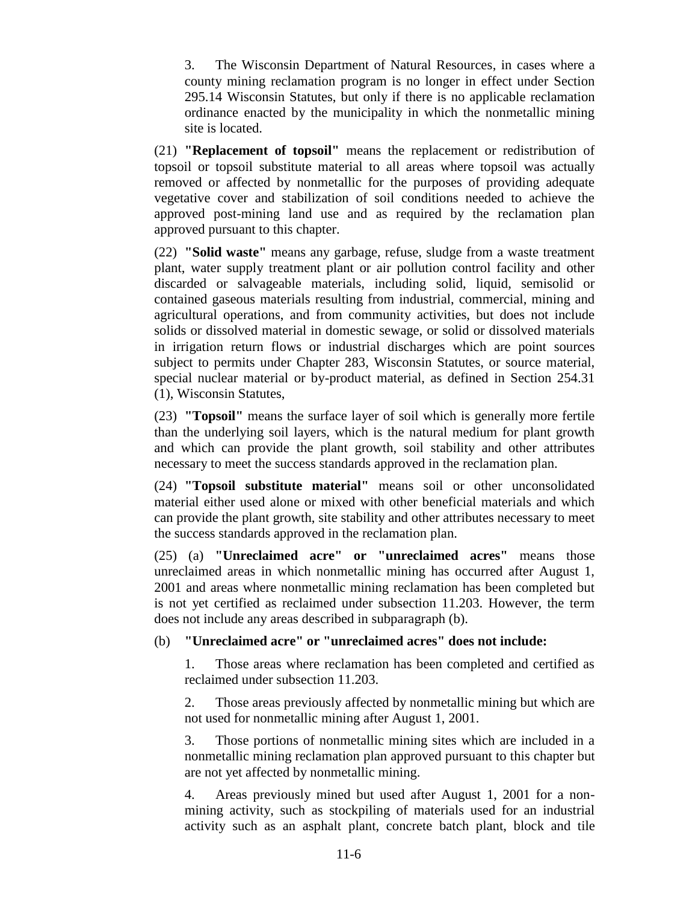3. The Wisconsin Department of Natural Resources, in cases where a county mining reclamation program is no longer in effect under Section 295.14 Wisconsin Statutes, but only if there is no applicable reclamation ordinance enacted by the municipality in which the nonmetallic mining site is located.

(21) **"Replacement of topsoil"** means the replacement or redistribution of topsoil or topsoil substitute material to all areas where topsoil was actually removed or affected by nonmetallic for the purposes of providing adequate vegetative cover and stabilization of soil conditions needed to achieve the approved post-mining land use and as required by the reclamation plan approved pursuant to this chapter.

(22) **"Solid waste"** means any garbage, refuse, sludge from a waste treatment plant, water supply treatment plant or air pollution control facility and other discarded or salvageable materials, including solid, liquid, semisolid or contained gaseous materials resulting from industrial, commercial, mining and agricultural operations, and from community activities, but does not include solids or dissolved material in domestic sewage, or solid or dissolved materials in irrigation return flows or industrial discharges which are point sources subject to permits under Chapter 283, Wisconsin Statutes, or source material, special nuclear material or by-product material, as defined in Section 254.31 (1), Wisconsin Statutes,

(23) **"Topsoil"** means the surface layer of soil which is generally more fertile than the underlying soil layers, which is the natural medium for plant growth and which can provide the plant growth, soil stability and other attributes necessary to meet the success standards approved in the reclamation plan.

(24) **"Topsoil substitute material"** means soil or other unconsolidated material either used alone or mixed with other beneficial materials and which can provide the plant growth, site stability and other attributes necessary to meet the success standards approved in the reclamation plan.

(25) (a) **"Unreclaimed acre" or "unreclaimed acres"** means those unreclaimed areas in which nonmetallic mining has occurred after August 1, 2001 and areas where nonmetallic mining reclamation has been completed but is not yet certified as reclaimed under subsection 11.203. However, the term does not include any areas described in subparagraph (b).

(b) **"Unreclaimed acre" or "unreclaimed acres" does not include:**

1. Those areas where reclamation has been completed and certified as reclaimed under subsection 11.203.

2. Those areas previously affected by nonmetallic mining but which are not used for nonmetallic mining after August 1, 2001.

3. Those portions of nonmetallic mining sites which are included in a nonmetallic mining reclamation plan approved pursuant to this chapter but are not yet affected by nonmetallic mining.

4. Areas previously mined but used after August 1, 2001 for a non-mining activity, such as stockpiling of materials used for an industrial activity such as an asphalt plant, concrete batch plant, block and tile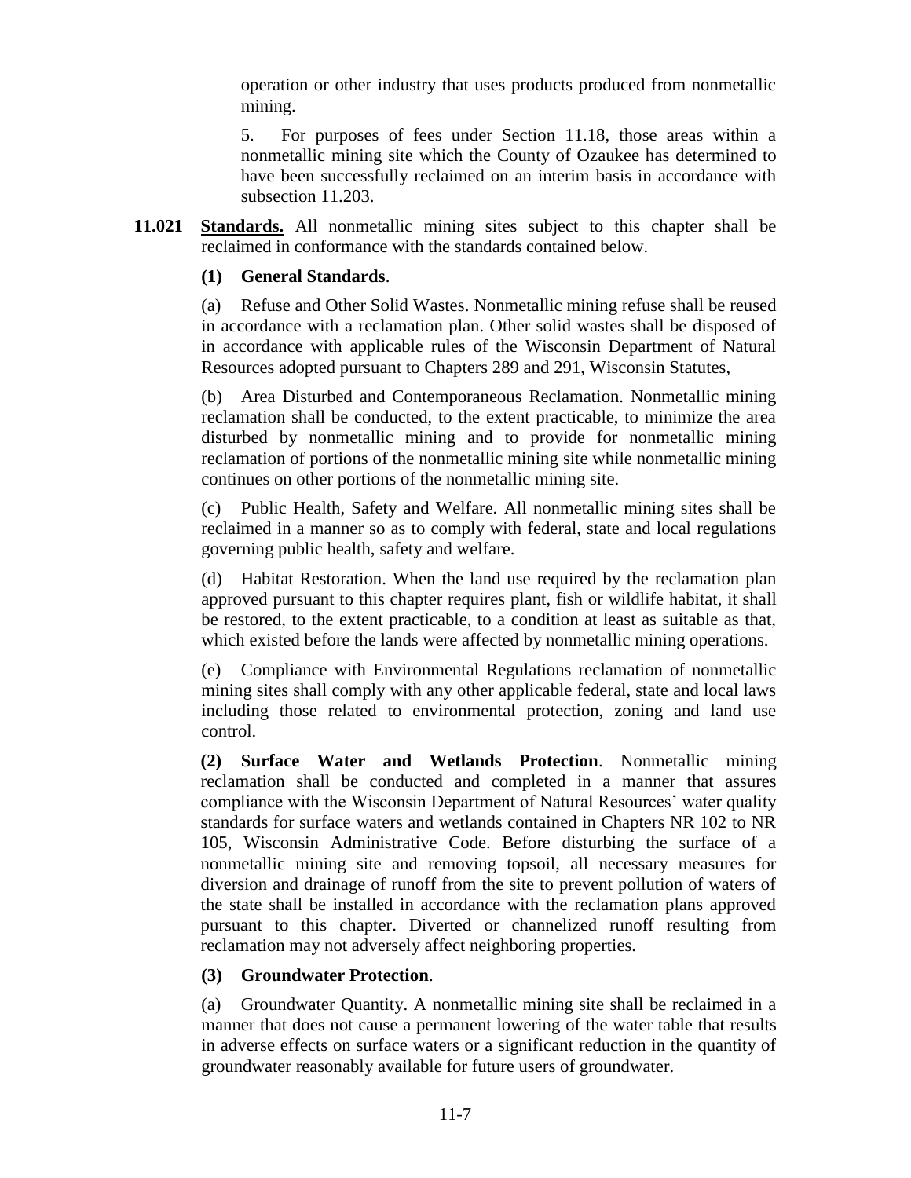operation or other industry that uses products produced from nonmetallic mining.

5. For purposes of fees under Section 11.18, those areas within a nonmetallic mining site which the County of Ozaukee has determined to have been successfully reclaimed on an interim basis in accordance with subsection 11.203.

**11.021** **Standards.** All nonmetallic mining sites subject to this chapter shall be reclaimed in conformance with the standards contained below.

**(1) General Standards**.

(a) Refuse and Other Solid Wastes. Nonmetallic mining refuse shall be reused in accordance with a reclamation plan. Other solid wastes shall be disposed of in accordance with applicable rules of the Wisconsin Department of Natural Resources adopted pursuant to Chapters 289 and 291, Wisconsin Statutes,

(b) Area Disturbed and Contemporaneous Reclamation. Nonmetallic mining reclamation shall be conducted, to the extent practicable, to minimize the area disturbed by nonmetallic mining and to provide for nonmetallic mining reclamation of portions of the nonmetallic mining site while nonmetallic mining continues on other portions of the nonmetallic mining site.

(c) Public Health, Safety and Welfare. All nonmetallic mining sites shall be reclaimed in a manner so as to comply with federal, state and local regulations governing public health, safety and welfare.

(d) Habitat Restoration. When the land use required by the reclamation plan approved pursuant to this chapter requires plant, fish or wildlife habitat, it shall be restored, to the extent practicable, to a condition at least as suitable as that, which existed before the lands were affected by nonmetallic mining operations.

(e) Compliance with Environmental Regulations reclamation of nonmetallic mining sites shall comply with any other applicable federal, state and local laws including those related to environmental protection, zoning and land use control.

**(2) Surface Water and Wetlands Protection**. Nonmetallic mining reclamation shall be conducted and completed in a manner that assures compliance with the Wisconsin Department of Natural Resources' water quality standards for surface waters and wetlands contained in Chapters NR 102 to NR 105, Wisconsin Administrative Code. Before disturbing the surface of a nonmetallic mining site and removing topsoil, all necessary measures for diversion and drainage of runoff from the site to prevent pollution of waters of the state shall be installed in accordance with the reclamation plans approved pursuant to this chapter. Diverted or channelized runoff resulting from reclamation may not adversely affect neighboring properties.

**(3) Groundwater Protection**.

(a) Groundwater Quantity. A nonmetallic mining site shall be reclaimed in a manner that does not cause a permanent lowering of the water table that results in adverse effects on surface waters or a significant reduction in the quantity of groundwater reasonably available for future users of groundwater.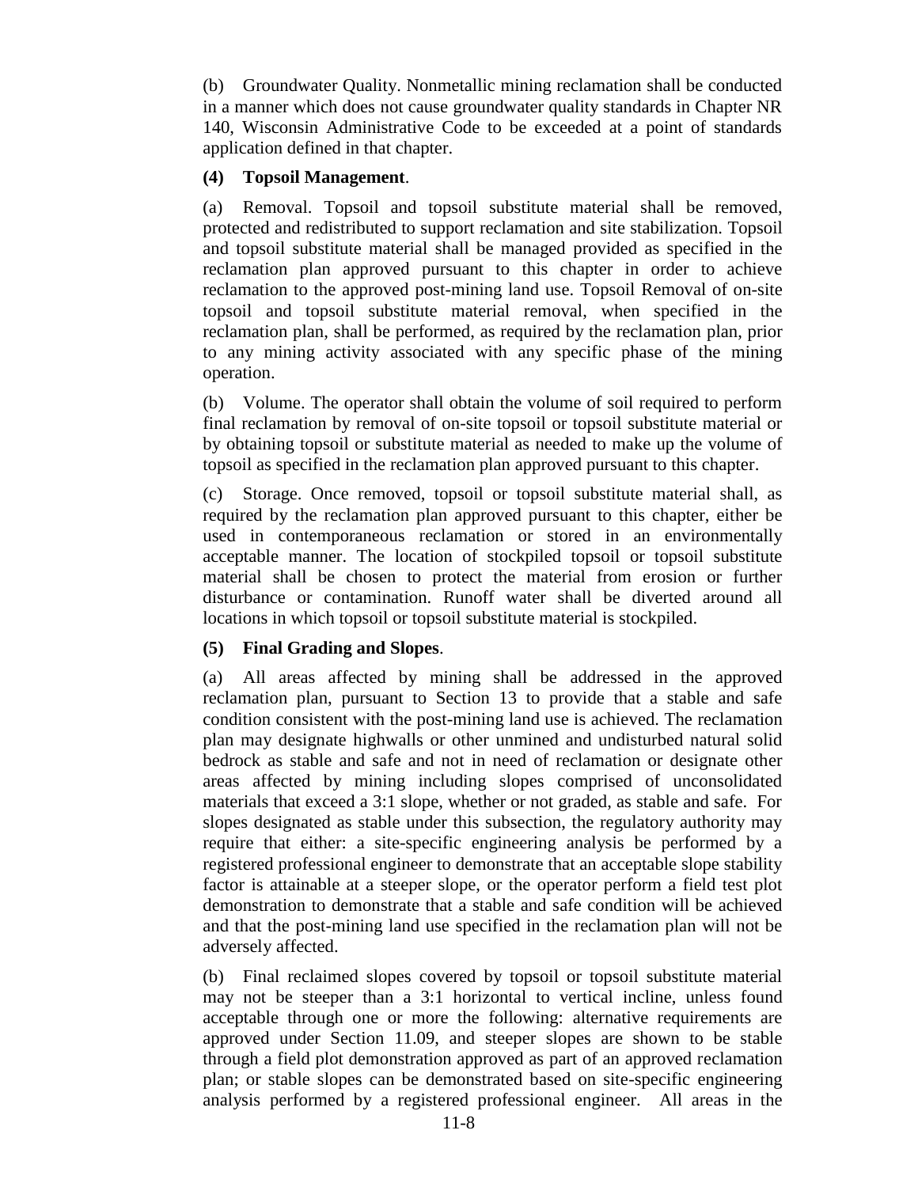(b) Groundwater Quality. Nonmetallic mining reclamation shall be conducted in a manner which does not cause groundwater quality standards in Chapter NR 140, Wisconsin Administrative Code to be exceeded at a point of standards application defined in that chapter.

**(4) Topsoil Management**.

(a) Removal. Topsoil and topsoil substitute material shall be removed, protected and redistributed to support reclamation and site stabilization. Topsoil and topsoil substitute material shall be managed provided as specified in the reclamation plan approved pursuant to this chapter in order to achieve reclamation to the approved post-mining land use. Topsoil Removal of on-site topsoil and topsoil substitute material removal, when specified in the reclamation plan, shall be performed, as required by the reclamation plan, prior to any mining activity associated with any specific phase of the mining operation.

(b) Volume. The operator shall obtain the volume of soil required to perform final reclamation by removal of on-site topsoil or topsoil substitute material or by obtaining topsoil or substitute material as needed to make up the volume of topsoil as specified in the reclamation plan approved pursuant to this chapter.

(c) Storage. Once removed, topsoil or topsoil substitute material shall, as required by the reclamation plan approved pursuant to this chapter, either be used in contemporaneous reclamation or stored in an environmentally acceptable manner. The location of stockpiled topsoil or topsoil substitute material shall be chosen to protect the material from erosion or further disturbance or contamination. Runoff water shall be diverted around all locations in which topsoil or topsoil substitute material is stockpiled.

**(5) Final Grading and Slopes**.

(a) All areas affected by mining shall be addressed in the approved reclamation plan, pursuant to Section 13 to provide that a stable and safe condition consistent with the post-mining land use is achieved. The reclamation plan may designate highwalls or other unmined and undisturbed natural solid bedrock as stable and safe and not in need of reclamation or designate other areas affected by mining including slopes comprised of unconsolidated materials that exceed a 3:1 slope, whether or not graded, as stable and safe. For slopes designated as stable under this subsection, the regulatory authority may require that either: a site-specific engineering analysis be performed by a registered professional engineer to demonstrate that an acceptable slope stability factor is attainable at a steeper slope, or the operator perform a field test plot demonstration to demonstrate that a stable and safe condition will be achieved and that the post-mining land use specified in the reclamation plan will not be adversely affected.

(b) Final reclaimed slopes covered by topsoil or topsoil substitute material may not be steeper than a 3:1 horizontal to vertical incline, unless found acceptable through one or more the following: alternative requirements are approved under Section 11.09, and steeper slopes are shown to be stable through a field plot demonstration approved as part of an approved reclamation plan; or stable slopes can be demonstrated based on site-specific engineering analysis performed by a registered professional engineer. All areas in the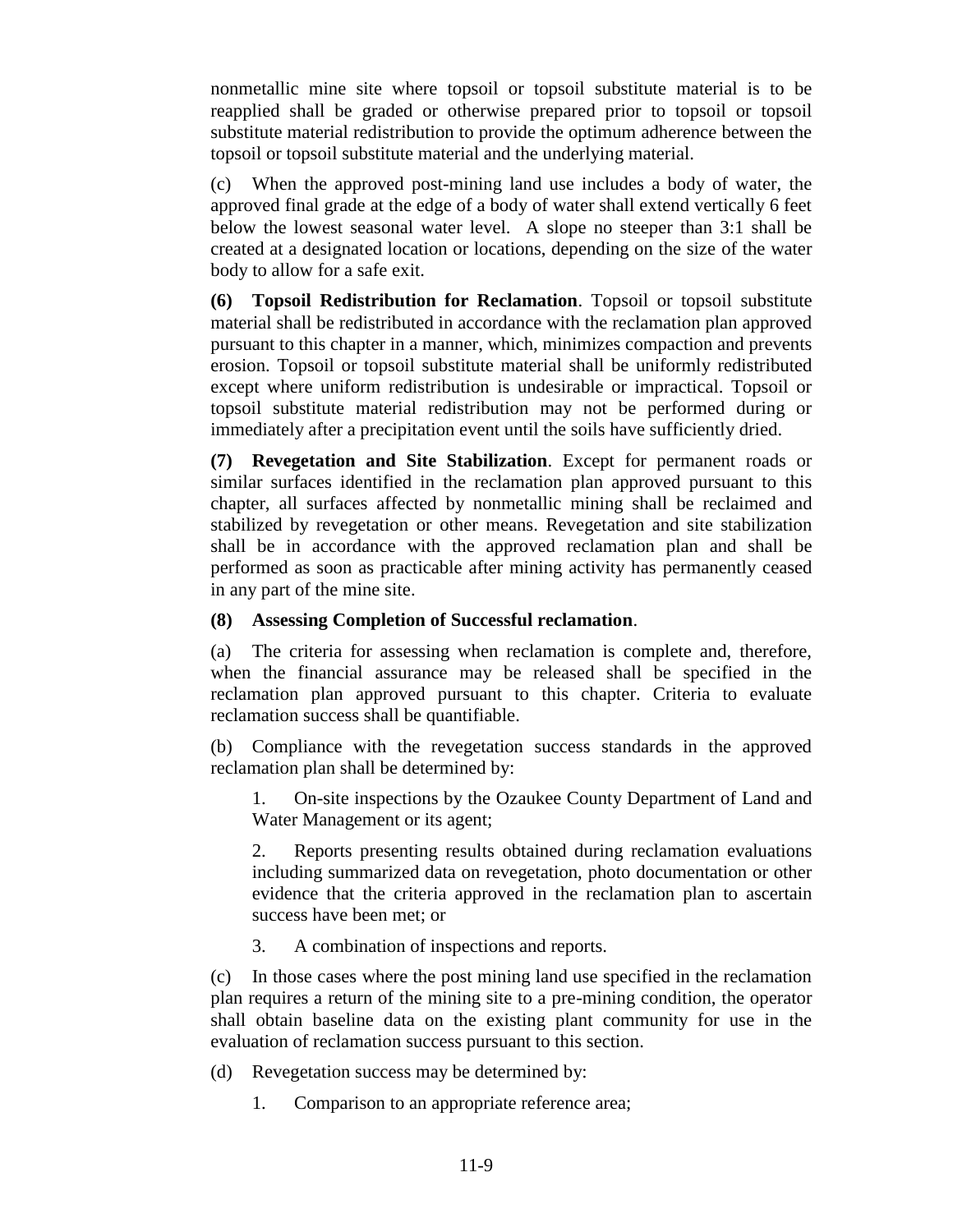nonmetallic mine site where topsoil or topsoil substitute material is to be reapplied shall be graded or otherwise prepared prior to topsoil or topsoil substitute material redistribution to provide the optimum adherence between the topsoil or topsoil substitute material and the underlying material.

(c) When the approved post-mining land use includes a body of water, the approved final grade at the edge of a body of water shall extend vertically 6 feet below the lowest seasonal water level. A slope no steeper than 3:1 shall be created at a designated location or locations, depending on the size of the water body to allow for a safe exit.

**(6) Topsoil Redistribution for Reclamation**. Topsoil or topsoil substitute material shall be redistributed in accordance with the reclamation plan approved pursuant to this chapter in a manner, which, minimizes compaction and prevents erosion. Topsoil or topsoil substitute material shall be uniformly redistributed except where uniform redistribution is undesirable or impractical. Topsoil or topsoil substitute material redistribution may not be performed during or immediately after a precipitation event until the soils have sufficiently dried.

**(7) Revegetation and Site Stabilization**. Except for permanent roads or similar surfaces identified in the reclamation plan approved pursuant to this chapter, all surfaces affected by nonmetallic mining shall be reclaimed and stabilized by revegetation or other means. Revegetation and site stabilization shall be in accordance with the approved reclamation plan and shall be performed as soon as practicable after mining activity has permanently ceased in any part of the mine site.

**(8) Assessing Completion of Successful reclamation**.

(a) The criteria for assessing when reclamation is complete and, therefore, when the financial assurance may be released shall be specified in the reclamation plan approved pursuant to this chapter. Criteria to evaluate reclamation success shall be quantifiable.

(b) Compliance with the revegetation success standards in the approved reclamation plan shall be determined by:

1. On-site inspections by the Ozaukee County Department of Land and Water Management or its agent;

2. Reports presenting results obtained during reclamation evaluations including summarized data on revegetation, photo documentation or other evidence that the criteria approved in the reclamation plan to ascertain success have been met; or

3. A combination of inspections and reports.

(c) In those cases where the post mining land use specified in the reclamation plan requires a return of the mining site to a pre-mining condition, the operator shall obtain baseline data on the existing plant community for use in the evaluation of reclamation success pursuant to this section.

(d) Revegetation success may be determined by:

1. Comparison to an appropriate reference area;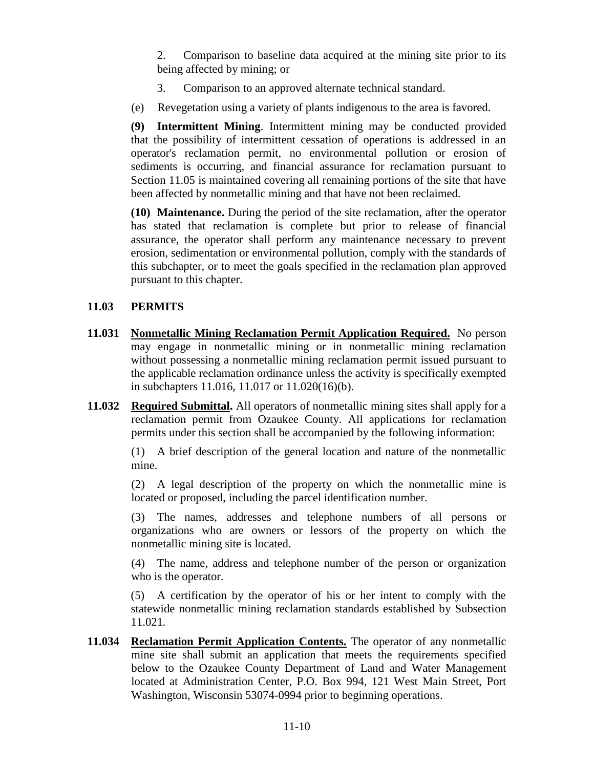2. Comparison to baseline data acquired at the mining site prior to its being affected by mining; or

3. Comparison to an approved alternate technical standard.

(e) Revegetation using a variety of plants indigenous to the area is favored.

**(9) Intermittent Mining**. Intermittent mining may be conducted provided that the possibility of intermittent cessation of operations is addressed in an operator's reclamation permit, no environmental pollution or erosion of sediments is occurring, and financial assurance for reclamation pursuant to Section 11.05 is maintained covering all remaining portions of the site that have been affected by nonmetallic mining and that have not been reclaimed.

**(10) Maintenance.** During the period of the site reclamation, after the operator has stated that reclamation is complete but prior to release of financial assurance, the operator shall perform any maintenance necessary to prevent erosion, sedimentation or environmental pollution, comply with the standards of this subchapter, or to meet the goals specified in the reclamation plan approved pursuant to this chapter.

## 11.03 PERMITS

**11.031 <u>Nonmetallic Mining Reclamation Permit Application Required.</u>** No person may engage in nonmetallic mining or in nonmetallic mining reclamation without possessing a nonmetallic mining reclamation permit issued pursuant to the applicable reclamation ordinance unless the activity is specifically exempted in subchapters 11.016, 11.017 or 11.020(16)(b).

**11.032 <u>Required Submittal.</u>** All operators of nonmetallic mining sites shall apply for a reclamation permit from Ozaukee County. All applications for reclamation permits under this section shall be accompanied by the following information:

(1) A brief description of the general location and nature of the nonmetallic mine.

(2) A legal description of the property on which the nonmetallic mine is located or proposed, including the parcel identification number.

(3) The names, addresses and telephone numbers of all persons or organizations who are owners or lessors of the property on which the nonmetallic mining site is located.

(4) The name, address and telephone number of the person or organization who is the operator.

(5) A certification by the operator of his or her intent to comply with the statewide nonmetallic mining reclamation standards established by Subsection 11.021.

**11.034 <u>Reclamation Permit Application Contents.</u>** The operator of any nonmetallic mine site shall submit an application that meets the requirements specified below to the Ozaukee County Department of Land and Water Management located at Administration Center, P.O. Box 994, 121 West Main Street, Port Washington, Wisconsin 53074-0994 prior to beginning operations.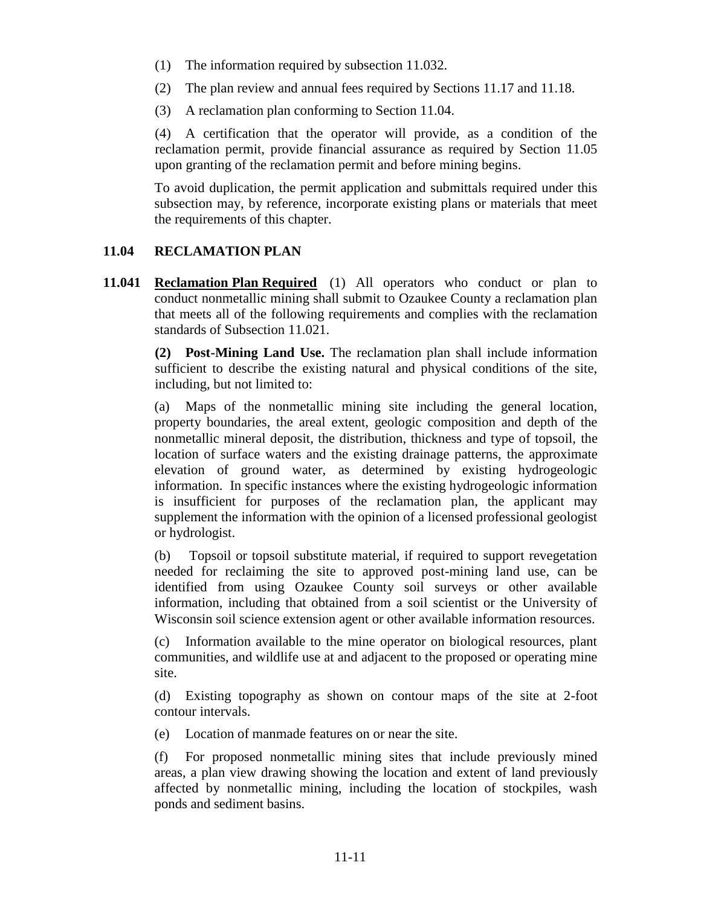(1) The information required by subsection 11.032.

(2) The plan review and annual fees required by Sections 11.17 and 11.18.

(3) A reclamation plan conforming to Section 11.04.

(4) A certification that the operator will provide, as a condition of the reclamation permit, provide financial assurance as required by Section 11.05 upon granting of the reclamation permit and before mining begins.

To avoid duplication, the permit application and submittals required under this subsection may, by reference, incorporate existing plans or materials that meet the requirements of this chapter.

## 11.04 RECLAMATION PLAN

**11.041** <u>**Reclamation Plan Required**</u> (1) All operators who conduct or plan to conduct nonmetallic mining shall submit to Ozaukee County a reclamation plan that meets all of the following requirements and complies with the reclamation standards of Subsection 11.021.

**(2) Post-Mining Land Use.** The reclamation plan shall include information sufficient to describe the existing natural and physical conditions of the site, including, but not limited to:

(a) Maps of the nonmetallic mining site including the general location, property boundaries, the areal extent, geologic composition and depth of the nonmetallic mineral deposit, the distribution, thickness and type of topsoil, the location of surface waters and the existing drainage patterns, the approximate elevation of ground water, as determined by existing hydrogeologic information. In specific instances where the existing hydrogeologic information is insufficient for purposes of the reclamation plan, the applicant may supplement the information with the opinion of a licensed professional geologist or hydrologist.

(b) Topsoil or topsoil substitute material, if required to support revegetation needed for reclaiming the site to approved post-mining land use, can be identified from using Ozaukee County soil surveys or other available information, including that obtained from a soil scientist or the University of Wisconsin soil science extension agent or other available information resources.

(c) Information available to the mine operator on biological resources, plant communities, and wildlife use at and adjacent to the proposed or operating mine site.

(d) Existing topography as shown on contour maps of the site at 2-foot contour intervals.

(e) Location of manmade features on or near the site.

(f) For proposed nonmetallic mining sites that include previously mined areas, a plan view drawing showing the location and extent of land previously affected by nonmetallic mining, including the location of stockpiles, wash ponds and sediment basins.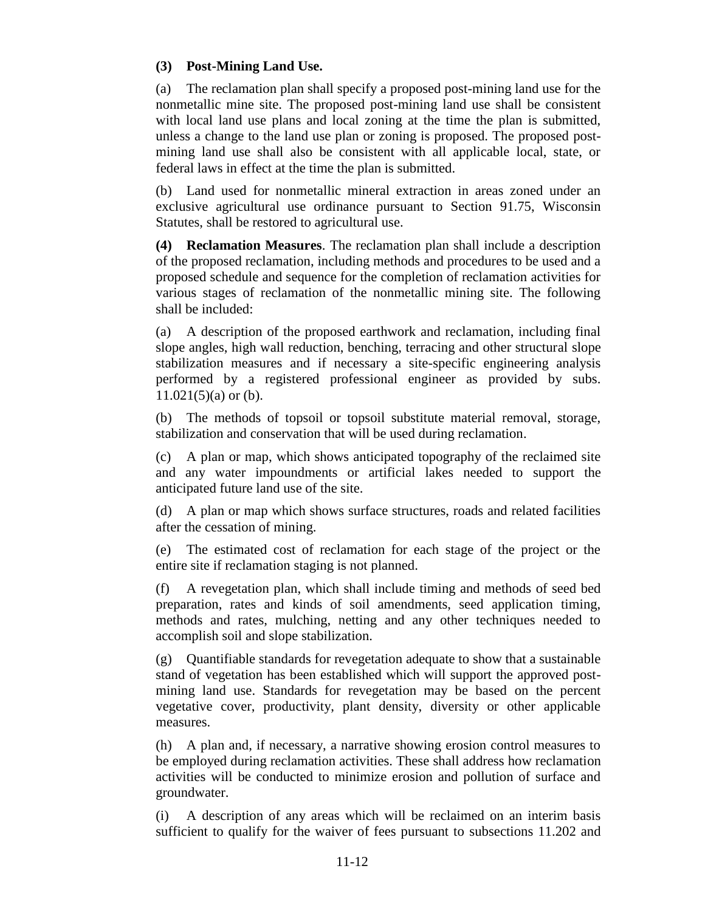**(3) Post-Mining Land Use.**

(a) The reclamation plan shall specify a proposed post-mining land use for the nonmetallic mine site. The proposed post-mining land use shall be consistent with local land use plans and local zoning at the time the plan is submitted, unless a change to the land use plan or zoning is proposed. The proposed post-mining land use shall also be consistent with all applicable local, state, or federal laws in effect at the time the plan is submitted.

(b) Land used for nonmetallic mineral extraction in areas zoned under an exclusive agricultural use ordinance pursuant to Section 91.75, Wisconsin Statutes, shall be restored to agricultural use.

**(4) Reclamation Measures**. The reclamation plan shall include a description of the proposed reclamation, including methods and procedures to be used and a proposed schedule and sequence for the completion of reclamation activities for various stages of reclamation of the nonmetallic mining site. The following shall be included:

(a) A description of the proposed earthwork and reclamation, including final slope angles, high wall reduction, benching, terracing and other structural slope stabilization measures and if necessary a site-specific engineering analysis performed by a registered professional engineer as provided by subs. 11.021(5)(a) or (b).

(b) The methods of topsoil or topsoil substitute material removal, storage, stabilization and conservation that will be used during reclamation.

(c) A plan or map, which shows anticipated topography of the reclaimed site and any water impoundments or artificial lakes needed to support the anticipated future land use of the site.

(d) A plan or map which shows surface structures, roads and related facilities after the cessation of mining.

(e) The estimated cost of reclamation for each stage of the project or the entire site if reclamation staging is not planned.

(f) A revegetation plan, which shall include timing and methods of seed bed preparation, rates and kinds of soil amendments, seed application timing, methods and rates, mulching, netting and any other techniques needed to accomplish soil and slope stabilization.

(g) Quantifiable standards for revegetation adequate to show that a sustainable stand of vegetation has been established which will support the approved post-mining land use. Standards for revegetation may be based on the percent vegetative cover, productivity, plant density, diversity or other applicable measures.

(h) A plan and, if necessary, a narrative showing erosion control measures to be employed during reclamation activities. These shall address how reclamation activities will be conducted to minimize erosion and pollution of surface and groundwater.

(i) A description of any areas which will be reclaimed on an interim basis sufficient to qualify for the waiver of fees pursuant to subsections 11.202 and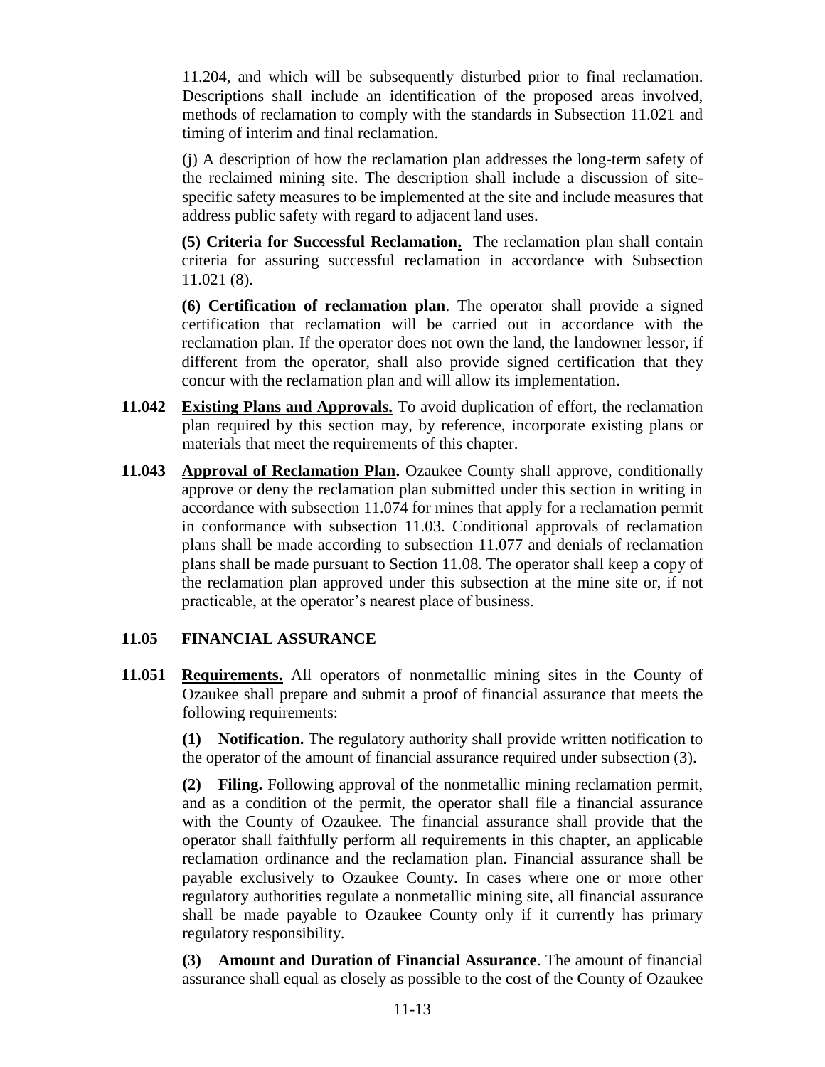11.204, and which will be subsequently disturbed prior to final reclamation. Descriptions shall include an identification of the proposed areas involved, methods of reclamation to comply with the standards in Subsection 11.021 and timing of interim and final reclamation.

(j) A description of how the reclamation plan addresses the long-term safety of the reclaimed mining site. The description shall include a discussion of site-specific safety measures to be implemented at the site and include measures that address public safety with regard to adjacent land uses.

**(5) Criteria for Successful Reclamation.** The reclamation plan shall contain criteria for assuring successful reclamation in accordance with Subsection 11.021 (8).

**(6) Certification of reclamation plan**. The operator shall provide a signed certification that reclamation will be carried out in accordance with the reclamation plan. If the operator does not own the land, the landowner lessor, if different from the operator, shall also provide signed certification that they concur with the reclamation plan and will allow its implementation.

**11.042 Existing Plans and Approvals.** To avoid duplication of effort, the reclamation plan required by this section may, by reference, incorporate existing plans or materials that meet the requirements of this chapter.

**11.043 Approval of Reclamation Plan.** Ozaukee County shall approve, conditionally approve or deny the reclamation plan submitted under this section in writing in accordance with subsection 11.074 for mines that apply for a reclamation permit in conformance with subsection 11.03. Conditional approvals of reclamation plans shall be made according to subsection 11.077 and denials of reclamation plans shall be made pursuant to Section 11.08. The operator shall keep a copy of the reclamation plan approved under this subsection at the mine site or, if not practicable, at the operator's nearest place of business.

## 11.05 FINANCIAL ASSURANCE

**11.051 Requirements.** All operators of nonmetallic mining sites in the County of Ozaukee shall prepare and submit a proof of financial assurance that meets the following requirements:

**(1) Notification.** The regulatory authority shall provide written notification to the operator of the amount of financial assurance required under subsection (3).

**(2) Filing.** Following approval of the nonmetallic mining reclamation permit, and as a condition of the permit, the operator shall file a financial assurance with the County of Ozaukee. The financial assurance shall provide that the operator shall faithfully perform all requirements in this chapter, an applicable reclamation ordinance and the reclamation plan. Financial assurance shall be payable exclusively to Ozaukee County. In cases where one or more other regulatory authorities regulate a nonmetallic mining site, all financial assurance shall be made payable to Ozaukee County only if it currently has primary regulatory responsibility.

**(3) Amount and Duration of Financial Assurance**. The amount of financial assurance shall equal as closely as possible to the cost of the County of Ozaukee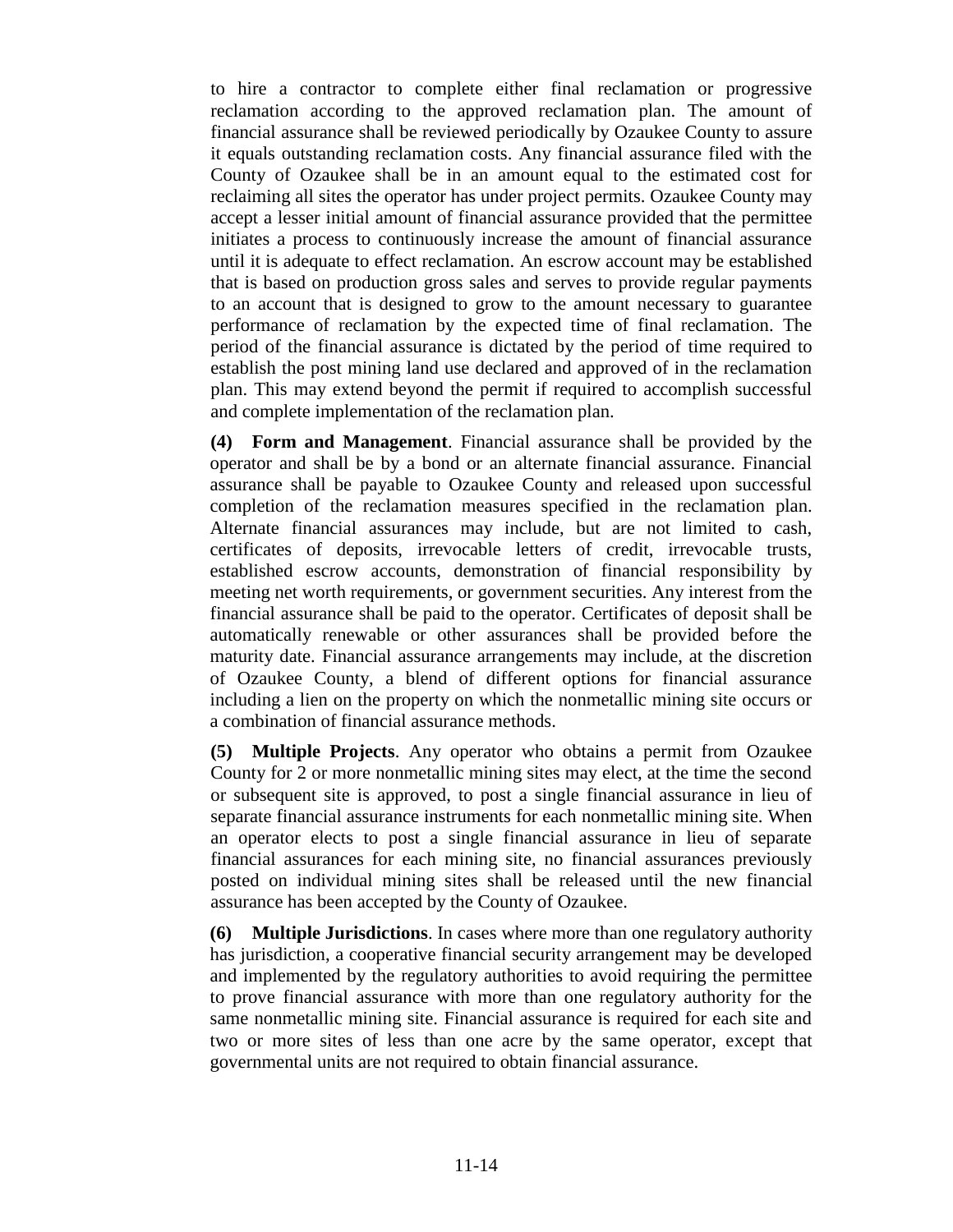to hire a contractor to complete either final reclamation or progressive reclamation according to the approved reclamation plan. The amount of financial assurance shall be reviewed periodically by Ozaukee County to assure it equals outstanding reclamation costs. Any financial assurance filed with the County of Ozaukee shall be in an amount equal to the estimated cost for reclaiming all sites the operator has under project permits. Ozaukee County may accept a lesser initial amount of financial assurance provided that the permittee initiates a process to continuously increase the amount of financial assurance until it is adequate to effect reclamation. An escrow account may be established that is based on production gross sales and serves to provide regular payments to an account that is designed to grow to the amount necessary to guarantee performance of reclamation by the expected time of final reclamation. The period of the financial assurance is dictated by the period of time required to establish the post mining land use declared and approved of in the reclamation plan. This may extend beyond the permit if required to accomplish successful and complete implementation of the reclamation plan.

**(4) Form and Management**. Financial assurance shall be provided by the operator and shall be by a bond or an alternate financial assurance. Financial assurance shall be payable to Ozaukee County and released upon successful completion of the reclamation measures specified in the reclamation plan. Alternate financial assurances may include, but are not limited to cash, certificates of deposits, irrevocable letters of credit, irrevocable trusts, established escrow accounts, demonstration of financial responsibility by meeting net worth requirements, or government securities. Any interest from the financial assurance shall be paid to the operator. Certificates of deposit shall be automatically renewable or other assurances shall be provided before the maturity date. Financial assurance arrangements may include, at the discretion of Ozaukee County, a blend of different options for financial assurance including a lien on the property on which the nonmetallic mining site occurs or a combination of financial assurance methods.

**(5) Multiple Projects**. Any operator who obtains a permit from Ozaukee County for 2 or more nonmetallic mining sites may elect, at the time the second or subsequent site is approved, to post a single financial assurance in lieu of separate financial assurance instruments for each nonmetallic mining site. When an operator elects to post a single financial assurance in lieu of separate financial assurances for each mining site, no financial assurances previously posted on individual mining sites shall be released until the new financial assurance has been accepted by the County of Ozaukee.

**(6) Multiple Jurisdictions**. In cases where more than one regulatory authority has jurisdiction, a cooperative financial security arrangement may be developed and implemented by the regulatory authorities to avoid requiring the permittee to prove financial assurance with more than one regulatory authority for the same nonmetallic mining site. Financial assurance is required for each site and two or more sites of less than one acre by the same operator, except that governmental units are not required to obtain financial assurance.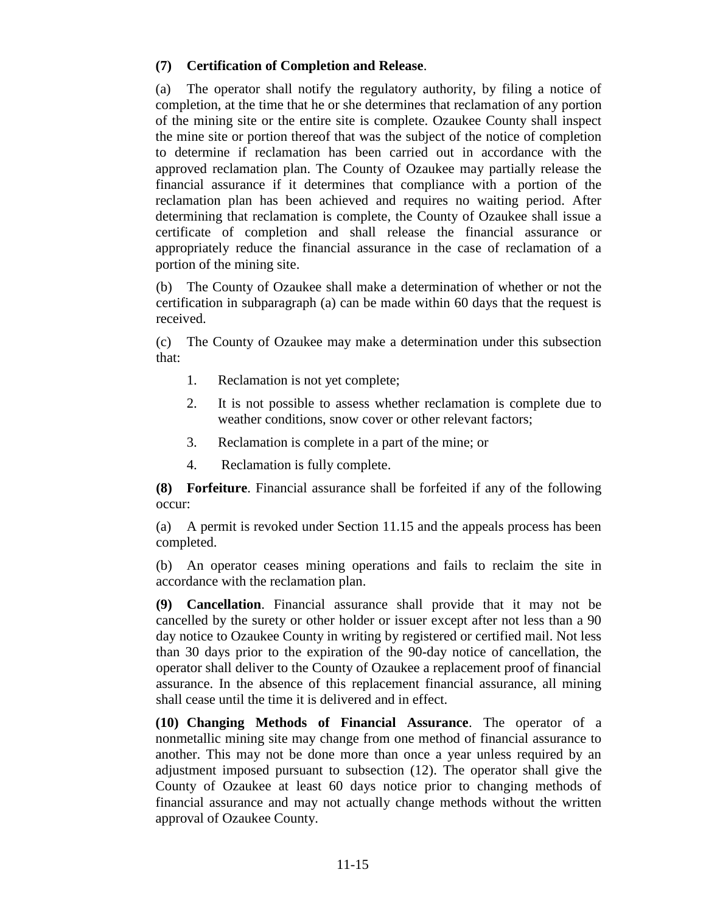**(7) Certification of Completion and Release**.

(a) The operator shall notify the regulatory authority, by filing a notice of completion, at the time that he or she determines that reclamation of any portion of the mining site or the entire site is complete. Ozaukee County shall inspect the mine site or portion thereof that was the subject of the notice of completion to determine if reclamation has been carried out in accordance with the approved reclamation plan. The County of Ozaukee may partially release the financial assurance if it determines that compliance with a portion of the reclamation plan has been achieved and requires no waiting period. After determining that reclamation is complete, the County of Ozaukee shall issue a certificate of completion and shall release the financial assurance or appropriately reduce the financial assurance in the case of reclamation of a portion of the mining site.

(b) The County of Ozaukee shall make a determination of whether or not the certification in subparagraph (a) can be made within 60 days that the request is received.

(c) The County of Ozaukee may make a determination under this subsection that:

1. Reclamation is not yet complete;
2. It is not possible to assess whether reclamation is complete due to weather conditions, snow cover or other relevant factors;
3. Reclamation is complete in a part of the mine; or
4. Reclamation is fully complete.

**(8) Forfeiture**. Financial assurance shall be forfeited if any of the following occur:

(a) A permit is revoked under Section 11.15 and the appeals process has been completed.

(b) An operator ceases mining operations and fails to reclaim the site in accordance with the reclamation plan.

**(9) Cancellation**. Financial assurance shall provide that it may not be cancelled by the surety or other holder or issuer except after not less than a 90 day notice to Ozaukee County in writing by registered or certified mail. Not less than 30 days prior to the expiration of the 90-day notice of cancellation, the operator shall deliver to the County of Ozaukee a replacement proof of financial assurance. In the absence of this replacement financial assurance, all mining shall cease until the time it is delivered and in effect.

**(10) Changing Methods of Financial Assurance**. The operator of a nonmetallic mining site may change from one method of financial assurance to another. This may not be done more than once a year unless required by an adjustment imposed pursuant to subsection (12). The operator shall give the County of Ozaukee at least 60 days notice prior to changing methods of financial assurance and may not actually change methods without the written approval of Ozaukee County.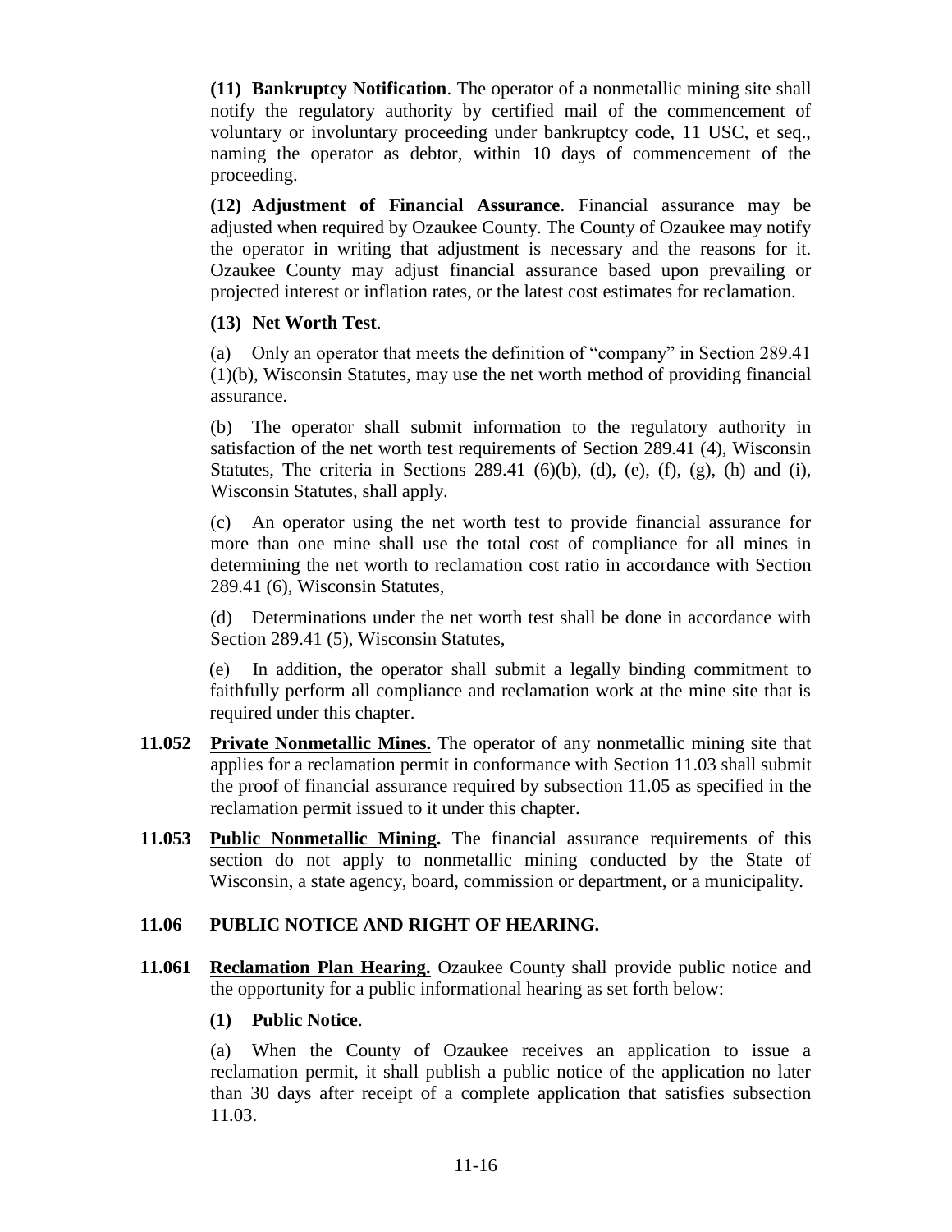**(11) Bankruptcy Notification**. The operator of a nonmetallic mining site shall notify the regulatory authority by certified mail of the commencement of voluntary or involuntary proceeding under bankruptcy code, 11 USC, et seq., naming the operator as debtor, within 10 days of commencement of the proceeding.

**(12) Adjustment of Financial Assurance**. Financial assurance may be adjusted when required by Ozaukee County. The County of Ozaukee may notify the operator in writing that adjustment is necessary and the reasons for it. Ozaukee County may adjust financial assurance based upon prevailing or projected interest or inflation rates, or the latest cost estimates for reclamation.

**(13) Net Worth Test**.

(a) Only an operator that meets the definition of "company" in Section 289.41 (1)(b), Wisconsin Statutes, may use the net worth method of providing financial assurance.

(b) The operator shall submit information to the regulatory authority in satisfaction of the net worth test requirements of Section 289.41 (4), Wisconsin Statutes, The criteria in Sections 289.41 (6)(b), (d), (e), (f), (g), (h) and (i), Wisconsin Statutes, shall apply.

(c) An operator using the net worth test to provide financial assurance for more than one mine shall use the total cost of compliance for all mines in determining the net worth to reclamation cost ratio in accordance with Section 289.41 (6), Wisconsin Statutes,

(d) Determinations under the net worth test shall be done in accordance with Section 289.41 (5), Wisconsin Statutes,

(e) In addition, the operator shall submit a legally binding commitment to faithfully perform all compliance and reclamation work at the mine site that is required under this chapter.

**11.052 Private Nonmetallic Mines.** The operator of any nonmetallic mining site that applies for a reclamation permit in conformance with Section 11.03 shall submit the proof of financial assurance required by subsection 11.05 as specified in the reclamation permit issued to it under this chapter.

**11.053 Public Nonmetallic Mining.** The financial assurance requirements of this section do not apply to nonmetallic mining conducted by the State of Wisconsin, a state agency, board, commission or department, or a municipality.

## 11.06 PUBLIC NOTICE AND RIGHT OF HEARING.

**11.061 Reclamation Plan Hearing.** Ozaukee County shall provide public notice and the opportunity for a public informational hearing as set forth below:

**(1) Public Notice**.

(a) When the County of Ozaukee receives an application to issue a reclamation permit, it shall publish a public notice of the application no later than 30 days after receipt of a complete application that satisfies subsection 11.03.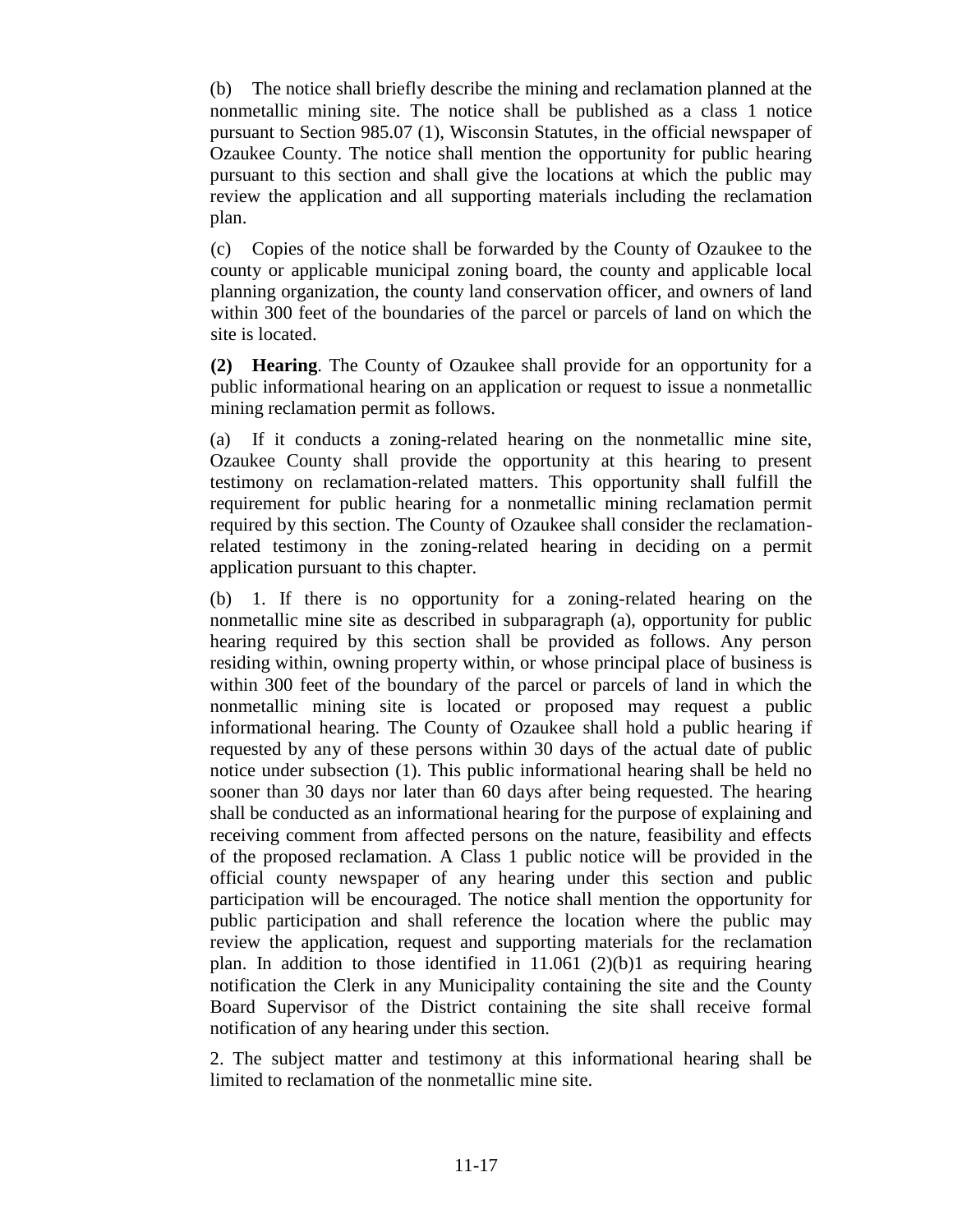(b) The notice shall briefly describe the mining and reclamation planned at the nonmetallic mining site. The notice shall be published as a class 1 notice pursuant to Section 985.07 (1), Wisconsin Statutes, in the official newspaper of Ozaukee County. The notice shall mention the opportunity for public hearing pursuant to this section and shall give the locations at which the public may review the application and all supporting materials including the reclamation plan.

(c) Copies of the notice shall be forwarded by the County of Ozaukee to the county or applicable municipal zoning board, the county and applicable local planning organization, the county land conservation officer, and owners of land within 300 feet of the boundaries of the parcel or parcels of land on which the site is located.

**(2) Hearing**. The County of Ozaukee shall provide for an opportunity for a public informational hearing on an application or request to issue a nonmetallic mining reclamation permit as follows.

(a) If it conducts a zoning-related hearing on the nonmetallic mine site, Ozaukee County shall provide the opportunity at this hearing to present testimony on reclamation-related matters. This opportunity shall fulfill the requirement for public hearing for a nonmetallic mining reclamation permit required by this section. The County of Ozaukee shall consider the reclamation-related testimony in the zoning-related hearing in deciding on a permit application pursuant to this chapter.

(b) 1. If there is no opportunity for a zoning-related hearing on the nonmetallic mine site as described in subparagraph (a), opportunity for public hearing required by this section shall be provided as follows. Any person residing within, owning property within, or whose principal place of business is within 300 feet of the boundary of the parcel or parcels of land in which the nonmetallic mining site is located or proposed may request a public informational hearing. The County of Ozaukee shall hold a public hearing if requested by any of these persons within 30 days of the actual date of public notice under subsection (1). This public informational hearing shall be held no sooner than 30 days nor later than 60 days after being requested. The hearing shall be conducted as an informational hearing for the purpose of explaining and receiving comment from affected persons on the nature, feasibility and effects of the proposed reclamation. A Class 1 public notice will be provided in the official county newspaper of any hearing under this section and public participation will be encouraged. The notice shall mention the opportunity for public participation and shall reference the location where the public may review the application, request and supporting materials for the reclamation plan. In addition to those identified in 11.061 (2)(b)1 as requiring hearing notification the Clerk in any Municipality containing the site and the County Board Supervisor of the District containing the site shall receive formal notification of any hearing under this section.

2. The subject matter and testimony at this informational hearing shall be limited to reclamation of the nonmetallic mine site.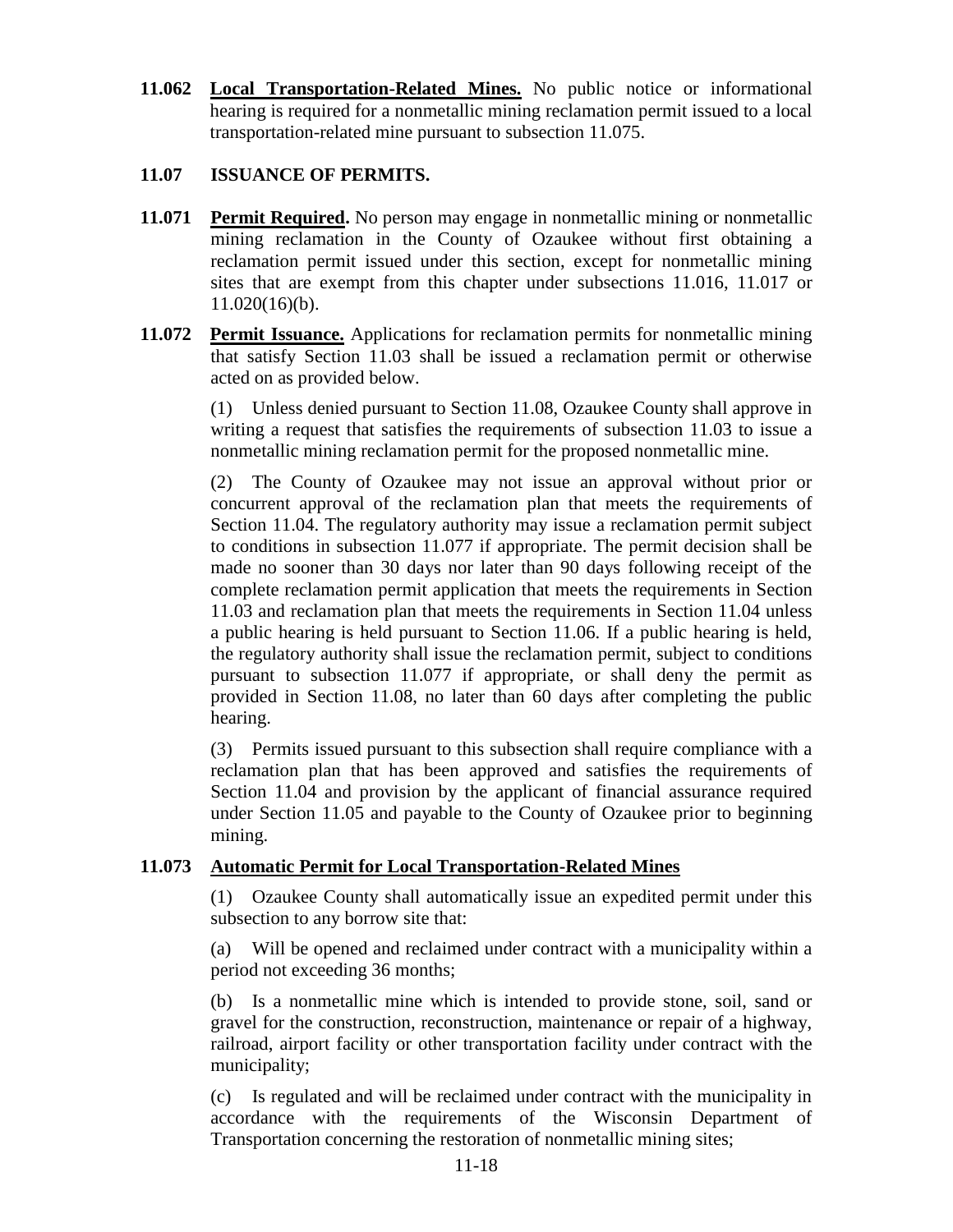**11.062** **Local Transportation-Related Mines.** No public notice or informational hearing is required for a nonmetallic mining reclamation permit issued to a local transportation-related mine pursuant to subsection 11.075.

## 11.07 ISSUANCE OF PERMITS.

**11.071** **Permit Required.** No person may engage in nonmetallic mining or nonmetallic mining reclamation in the County of Ozaukee without first obtaining a reclamation permit issued under this section, except for nonmetallic mining sites that are exempt from this chapter under subsections 11.016, 11.017 or 11.020(16)(b).

**11.072** **Permit Issuance.** Applications for reclamation permits for nonmetallic mining that satisfy Section 11.03 shall be issued a reclamation permit or otherwise acted on as provided below.

(1) Unless denied pursuant to Section 11.08, Ozaukee County shall approve in writing a request that satisfies the requirements of subsection 11.03 to issue a nonmetallic mining reclamation permit for the proposed nonmetallic mine.

(2) The County of Ozaukee may not issue an approval without prior or concurrent approval of the reclamation plan that meets the requirements of Section 11.04. The regulatory authority may issue a reclamation permit subject to conditions in subsection 11.077 if appropriate. The permit decision shall be made no sooner than 30 days nor later than 90 days following receipt of the complete reclamation permit application that meets the requirements in Section 11.03 and reclamation plan that meets the requirements in Section 11.04 unless a public hearing is held pursuant to Section 11.06. If a public hearing is held, the regulatory authority shall issue the reclamation permit, subject to conditions pursuant to subsection 11.077 if appropriate, or shall deny the permit as provided in Section 11.08, no later than 60 days after completing the public hearing.

(3) Permits issued pursuant to this subsection shall require compliance with a reclamation plan that has been approved and satisfies the requirements of Section 11.04 and provision by the applicant of financial assurance required under Section 11.05 and payable to the County of Ozaukee prior to beginning mining.

**11.073** **Automatic Permit for Local Transportation-Related Mines**

(1) Ozaukee County shall automatically issue an expedited permit under this subsection to any borrow site that:

(a) Will be opened and reclaimed under contract with a municipality within a period not exceeding 36 months;

(b) Is a nonmetallic mine which is intended to provide stone, soil, sand or gravel for the construction, reconstruction, maintenance or repair of a highway, railroad, airport facility or other transportation facility under contract with the municipality;

(c) Is regulated and will be reclaimed under contract with the municipality in accordance with the requirements of the Wisconsin Department of Transportation concerning the restoration of nonmetallic mining sites;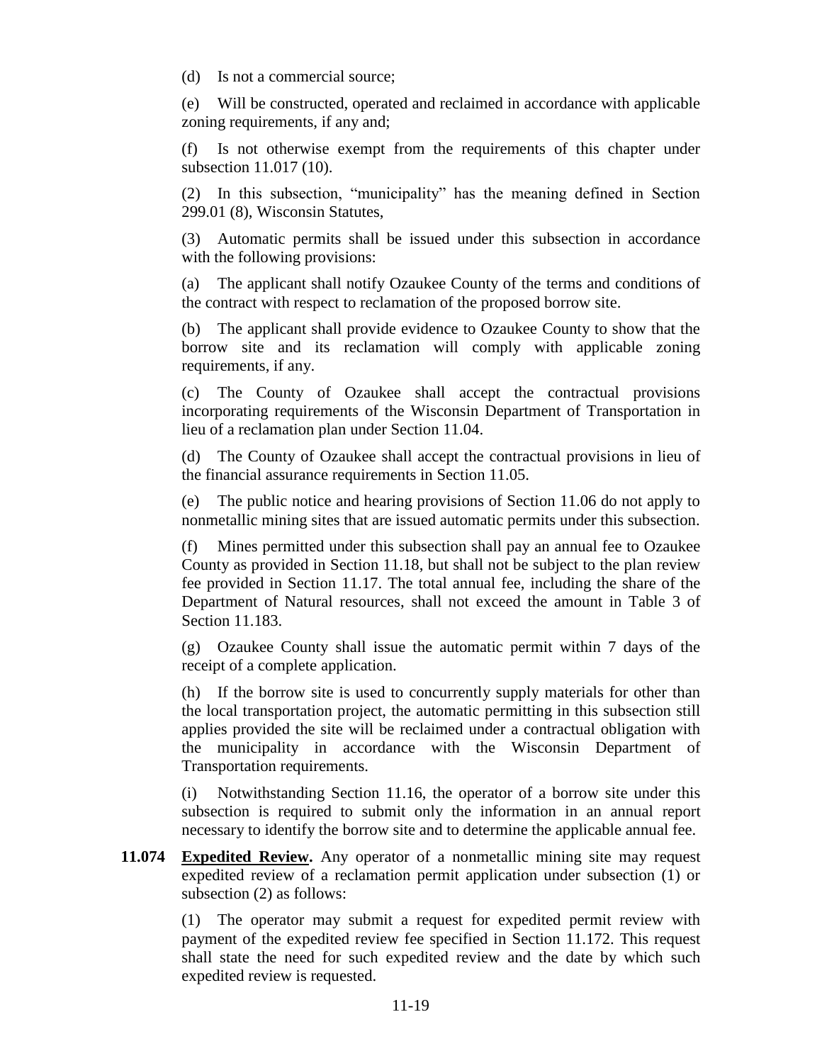(d) Is not a commercial source;

(e) Will be constructed, operated and reclaimed in accordance with applicable zoning requirements, if any and;

(f) Is not otherwise exempt from the requirements of this chapter under subsection 11.017 (10).

(2) In this subsection, "municipality" has the meaning defined in Section 299.01 (8), Wisconsin Statutes,

(3) Automatic permits shall be issued under this subsection in accordance with the following provisions:

(a) The applicant shall notify Ozaukee County of the terms and conditions of the contract with respect to reclamation of the proposed borrow site.

(b) The applicant shall provide evidence to Ozaukee County to show that the borrow site and its reclamation will comply with applicable zoning requirements, if any.

(c) The County of Ozaukee shall accept the contractual provisions incorporating requirements of the Wisconsin Department of Transportation in lieu of a reclamation plan under Section 11.04.

(d) The County of Ozaukee shall accept the contractual provisions in lieu of the financial assurance requirements in Section 11.05.

(e) The public notice and hearing provisions of Section 11.06 do not apply to nonmetallic mining sites that are issued automatic permits under this subsection.

(f) Mines permitted under this subsection shall pay an annual fee to Ozaukee County as provided in Section 11.18, but shall not be subject to the plan review fee provided in Section 11.17. The total annual fee, including the share of the Department of Natural resources, shall not exceed the amount in Table 3 of Section 11.183.

(g) Ozaukee County shall issue the automatic permit within 7 days of the receipt of a complete application.

(h) If the borrow site is used to concurrently supply materials for other than the local transportation project, the automatic permitting in this subsection still applies provided the site will be reclaimed under a contractual obligation with the municipality in accordance with the Wisconsin Department of Transportation requirements.

(i) Notwithstanding Section 11.16, the operator of a borrow site under this subsection is required to submit only the information in an annual report necessary to identify the borrow site and to determine the applicable annual fee.

**11.074 Expedited Review.** Any operator of a nonmetallic mining site may request expedited review of a reclamation permit application under subsection (1) or subsection (2) as follows:

(1) The operator may submit a request for expedited permit review with payment of the expedited review fee specified in Section 11.172. This request shall state the need for such expedited review and the date by which such expedited review is requested.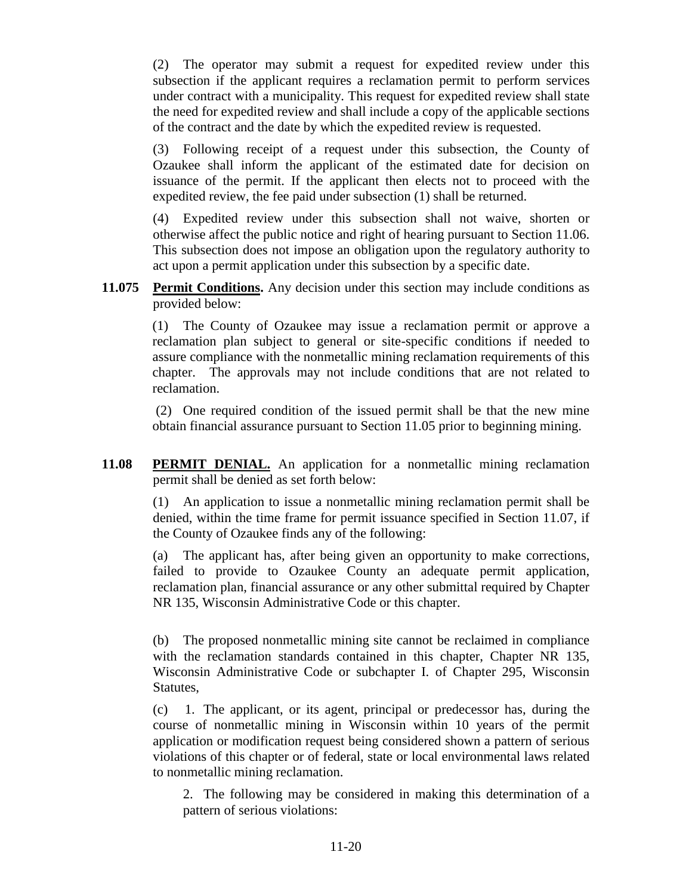(2) The operator may submit a request for expedited review under this subsection if the applicant requires a reclamation permit to perform services under contract with a municipality. This request for expedited review shall state the need for expedited review and shall include a copy of the applicable sections of the contract and the date by which the expedited review is requested.

(3) Following receipt of a request under this subsection, the County of Ozaukee shall inform the applicant of the estimated date for decision on issuance of the permit. If the applicant then elects not to proceed with the expedited review, the fee paid under subsection (1) shall be returned.

(4) Expedited review under this subsection shall not waive, shorten or otherwise affect the public notice and right of hearing pursuant to Section 11.06. This subsection does not impose an obligation upon the regulatory authority to act upon a permit application under this subsection by a specific date.

**11.075 Permit Conditions.** Any decision under this section may include conditions as provided below:

(1) The County of Ozaukee may issue a reclamation permit or approve a reclamation plan subject to general or site-specific conditions if needed to assure compliance with the nonmetallic mining reclamation requirements of this chapter. The approvals may not include conditions that are not related to reclamation.

(2) One required condition of the issued permit shall be that the new mine obtain financial assurance pursuant to Section 11.05 prior to beginning mining.

**11.08 PERMIT DENIAL.** An application for a nonmetallic mining reclamation permit shall be denied as set forth below:

(1) An application to issue a nonmetallic mining reclamation permit shall be denied, within the time frame for permit issuance specified in Section 11.07, if the County of Ozaukee finds any of the following:

(a) The applicant has, after being given an opportunity to make corrections, failed to provide to Ozaukee County an adequate permit application, reclamation plan, financial assurance or any other submittal required by Chapter NR 135, Wisconsin Administrative Code or this chapter.

(b) The proposed nonmetallic mining site cannot be reclaimed in compliance with the reclamation standards contained in this chapter, Chapter NR 135, Wisconsin Administrative Code or subchapter I. of Chapter 295, Wisconsin Statutes,

(c) 1. The applicant, or its agent, principal or predecessor has, during the course of nonmetallic mining in Wisconsin within 10 years of the permit application or modification request being considered shown a pattern of serious violations of this chapter or of federal, state or local environmental laws related to nonmetallic mining reclamation.

2. The following may be considered in making this determination of a pattern of serious violations: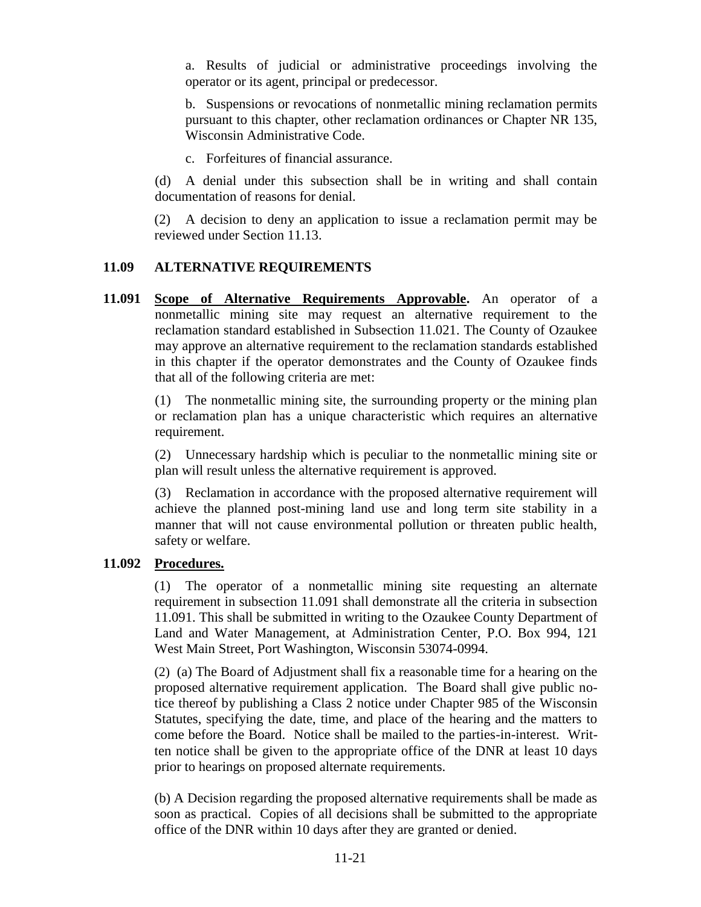a. Results of judicial or administrative proceedings involving the operator or its agent, principal or predecessor.

b. Suspensions or revocations of nonmetallic mining reclamation permits pursuant to this chapter, other reclamation ordinances or Chapter NR 135, Wisconsin Administrative Code.

c. Forfeitures of financial assurance.

(d) A denial under this subsection shall be in writing and shall contain documentation of reasons for denial.

(2) A decision to deny an application to issue a reclamation permit may be reviewed under Section 11.13.

## 11.09 ALTERNATIVE REQUIREMENTS

**11.091 Scope of Alternative Requirements Approvable.** An operator of a nonmetallic mining site may request an alternative requirement to the reclamation standard established in Subsection 11.021. The County of Ozaukee may approve an alternative requirement to the reclamation standards established in this chapter if the operator demonstrates and the County of Ozaukee finds that all of the following criteria are met:

(1) The nonmetallic mining site, the surrounding property or the mining plan or reclamation plan has a unique characteristic which requires an alternative requirement.

(2) Unnecessary hardship which is peculiar to the nonmetallic mining site or plan will result unless the alternative requirement is approved.

(3) Reclamation in accordance with the proposed alternative requirement will achieve the planned post-mining land use and long term site stability in a manner that will not cause environmental pollution or threaten public health, safety or welfare.

**11.092 Procedures.**

(1) The operator of a nonmetallic mining site requesting an alternate requirement in subsection 11.091 shall demonstrate all the criteria in subsection 11.091. This shall be submitted in writing to the Ozaukee County Department of Land and Water Management, at Administration Center, P.O. Box 994, 121 West Main Street, Port Washington, Wisconsin 53074-0994.

(2) (a) The Board of Adjustment shall fix a reasonable time for a hearing on the proposed alternative requirement application. The Board shall give public notice thereof by publishing a Class 2 notice under Chapter 985 of the Wisconsin Statutes, specifying the date, time, and place of the hearing and the matters to come before the Board. Notice shall be mailed to the parties-in-interest. Written notice shall be given to the appropriate office of the DNR at least 10 days prior to hearings on proposed alternate requirements.

(b) A Decision regarding the proposed alternative requirements shall be made as soon as practical. Copies of all decisions shall be submitted to the appropriate office of the DNR within 10 days after they are granted or denied.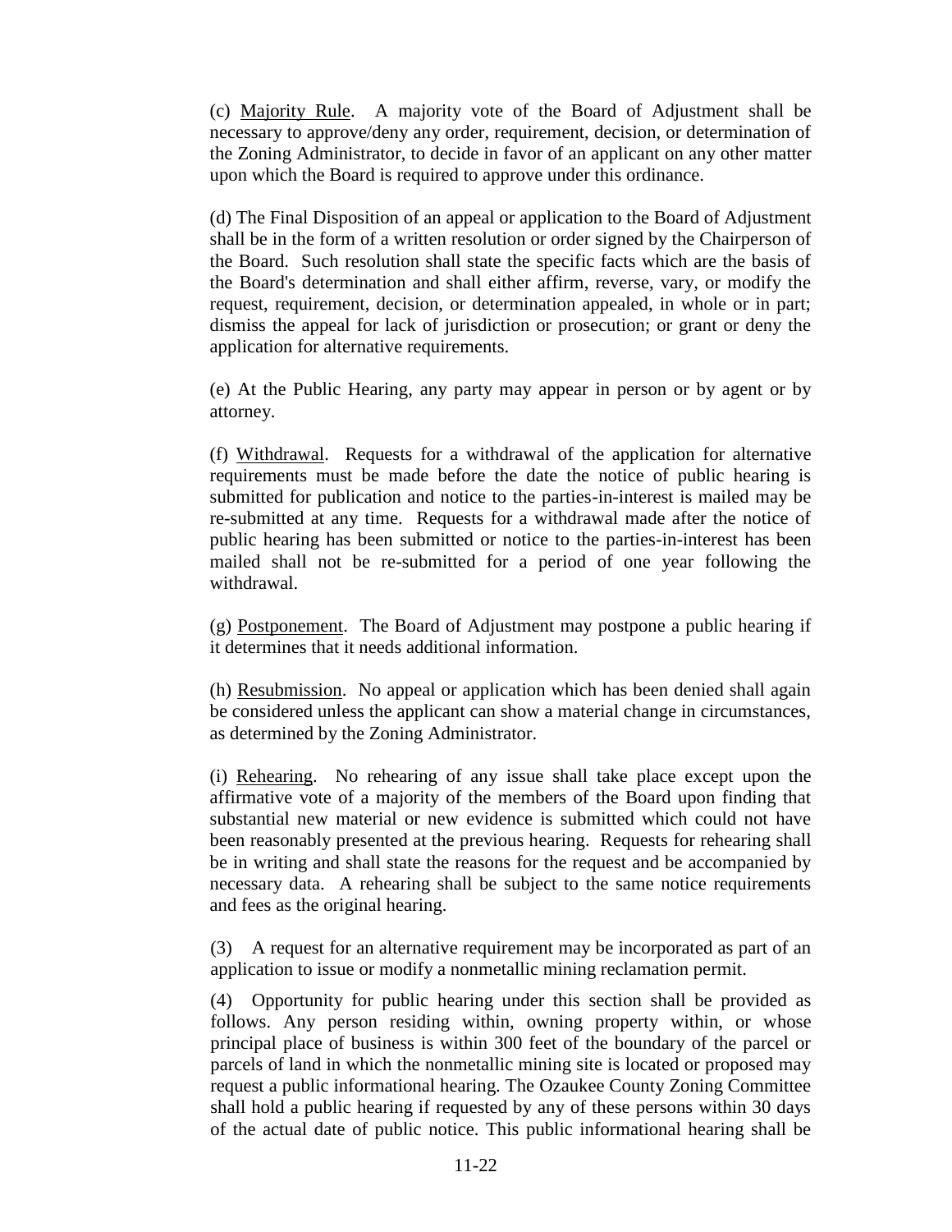(c) Majority Rule. A majority vote of the Board of Adjustment shall be necessary to approve/deny any order, requirement, decision, or determination of the Zoning Administrator, to decide in favor of an applicant on any other matter upon which the Board is required to approve under this ordinance.

(d) The Final Disposition of an appeal or application to the Board of Adjustment shall be in the form of a written resolution or order signed by the Chairperson of the Board. Such resolution shall state the specific facts which are the basis of the Board's determination and shall either affirm, reverse, vary, or modify the request, requirement, decision, or determination appealed, in whole or in part; dismiss the appeal for lack of jurisdiction or prosecution; or grant or deny the application for alternative requirements.

(e) At the Public Hearing, any party may appear in person or by agent or by attorney.

(f) Withdrawal. Requests for a withdrawal of the application for alternative requirements must be made before the date the notice of public hearing is submitted for publication and notice to the parties-in-interest is mailed may be re-submitted at any time. Requests for a withdrawal made after the notice of public hearing has been submitted or notice to the parties-in-interest has been mailed shall not be re-submitted for a period of one year following the withdrawal.

(g) Postponement. The Board of Adjustment may postpone a public hearing if it determines that it needs additional information.

(h) Resubmission. No appeal or application which has been denied shall again be considered unless the applicant can show a material change in circumstances, as determined by the Zoning Administrator.

(i) Rehearing. No rehearing of any issue shall take place except upon the affirmative vote of a majority of the members of the Board upon finding that substantial new material or new evidence is submitted which could not have been reasonably presented at the previous hearing. Requests for rehearing shall be in writing and shall state the reasons for the request and be accompanied by necessary data. A rehearing shall be subject to the same notice requirements and fees as the original hearing.

(3) A request for an alternative requirement may be incorporated as part of an application to issue or modify a nonmetallic mining reclamation permit.

(4) Opportunity for public hearing under this section shall be provided as follows. Any person residing within, owning property within, or whose principal place of business is within 300 feet of the boundary of the parcel or parcels of land in which the nonmetallic mining site is located or proposed may request a public informational hearing. The Ozaukee County Zoning Committee shall hold a public hearing if requested by any of these persons within 30 days of the actual date of public notice. This public informational hearing shall be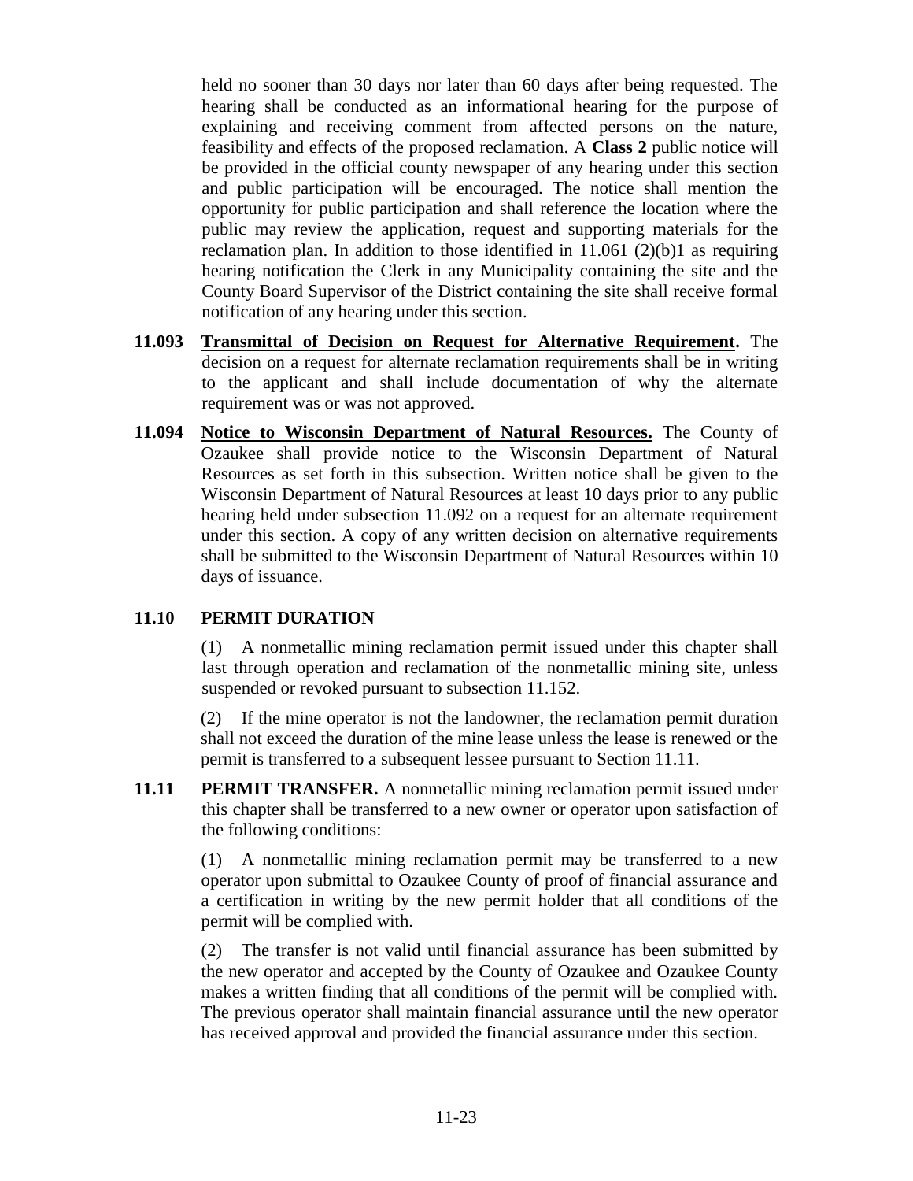held no sooner than 30 days nor later than 60 days after being requested. The hearing shall be conducted as an informational hearing for the purpose of explaining and receiving comment from affected persons on the nature, feasibility and effects of the proposed reclamation. A **Class 2** public notice will be provided in the official county newspaper of any hearing under this section and public participation will be encouraged. The notice shall mention the opportunity for public participation and shall reference the location where the public may review the application, request and supporting materials for the reclamation plan. In addition to those identified in 11.061 (2)(b)1 as requiring hearing notification the Clerk in any Municipality containing the site and the County Board Supervisor of the District containing the site shall receive formal notification of any hearing under this section.

**11.093 Transmittal of Decision on Request for Alternative Requirement.** The decision on a request for alternate reclamation requirements shall be in writing to the applicant and shall include documentation of why the alternate requirement was or was not approved.

**11.094 Notice to Wisconsin Department of Natural Resources.** The County of Ozaukee shall provide notice to the Wisconsin Department of Natural Resources as set forth in this subsection. Written notice shall be given to the Wisconsin Department of Natural Resources at least 10 days prior to any public hearing held under subsection 11.092 on a request for an alternate requirement under this section. A copy of any written decision on alternative requirements shall be submitted to the Wisconsin Department of Natural Resources within 10 days of issuance.

## 11.10 PERMIT DURATION

(1) A nonmetallic mining reclamation permit issued under this chapter shall last through operation and reclamation of the nonmetallic mining site, unless suspended or revoked pursuant to subsection 11.152.

(2) If the mine operator is not the landowner, the reclamation permit duration shall not exceed the duration of the mine lease unless the lease is renewed or the permit is transferred to a subsequent lessee pursuant to Section 11.11.

**11.11 PERMIT TRANSFER.** A nonmetallic mining reclamation permit issued under this chapter shall be transferred to a new owner or operator upon satisfaction of the following conditions:

(1) A nonmetallic mining reclamation permit may be transferred to a new operator upon submittal to Ozaukee County of proof of financial assurance and a certification in writing by the new permit holder that all conditions of the permit will be complied with.

(2) The transfer is not valid until financial assurance has been submitted by the new operator and accepted by the County of Ozaukee and Ozaukee County makes a written finding that all conditions of the permit will be complied with. The previous operator shall maintain financial assurance until the new operator has received approval and provided the financial assurance under this section.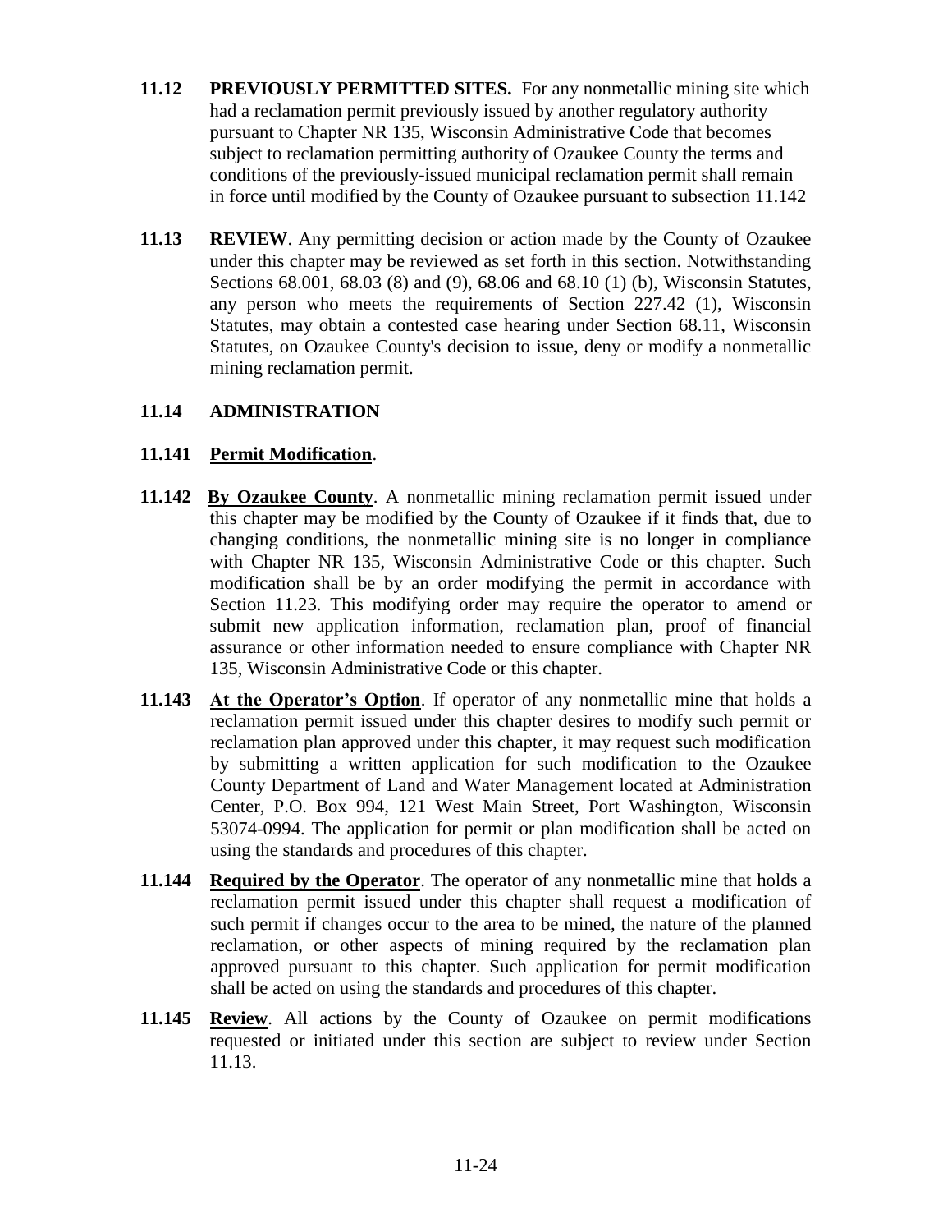**11.12 PREVIOUSLY PERMITTED SITES.** For any nonmetallic mining site which had a reclamation permit previously issued by another regulatory authority pursuant to Chapter NR 135, Wisconsin Administrative Code that becomes subject to reclamation permitting authority of Ozaukee County the terms and conditions of the previously-issued municipal reclamation permit shall remain in force until modified by the County of Ozaukee pursuant to subsection 11.142

**11.13 REVIEW**. Any permitting decision or action made by the County of Ozaukee under this chapter may be reviewed as set forth in this section. Notwithstanding Sections 68.001, 68.03 (8) and (9), 68.06 and 68.10 (1) (b), Wisconsin Statutes, any person who meets the requirements of Section 227.42 (1), Wisconsin Statutes, may obtain a contested case hearing under Section 68.11, Wisconsin Statutes, on Ozaukee County's decision to issue, deny or modify a nonmetallic mining reclamation permit.

**11.14 ADMINISTRATION**

**11.141 Permit Modification**.

**11.142 By Ozaukee County**. A nonmetallic mining reclamation permit issued under this chapter may be modified by the County of Ozaukee if it finds that, due to changing conditions, the nonmetallic mining site is no longer in compliance with Chapter NR 135, Wisconsin Administrative Code or this chapter. Such modification shall be by an order modifying the permit in accordance with Section 11.23. This modifying order may require the operator to amend or submit new application information, reclamation plan, proof of financial assurance or other information needed to ensure compliance with Chapter NR 135, Wisconsin Administrative Code or this chapter.

**11.143 At the Operator's Option**. If operator of any nonmetallic mine that holds a reclamation permit issued under this chapter desires to modify such permit or reclamation plan approved under this chapter, it may request such modification by submitting a written application for such modification to the Ozaukee County Department of Land and Water Management located at Administration Center, P.O. Box 994, 121 West Main Street, Port Washington, Wisconsin 53074-0994. The application for permit or plan modification shall be acted on using the standards and procedures of this chapter.

**11.144 Required by the Operator**. The operator of any nonmetallic mine that holds a reclamation permit issued under this chapter shall request a modification of such permit if changes occur to the area to be mined, the nature of the planned reclamation, or other aspects of mining required by the reclamation plan approved pursuant to this chapter. Such application for permit modification shall be acted on using the standards and procedures of this chapter.

**11.145 Review**. All actions by the County of Ozaukee on permit modifications requested or initiated under this section are subject to review under Section 11.13.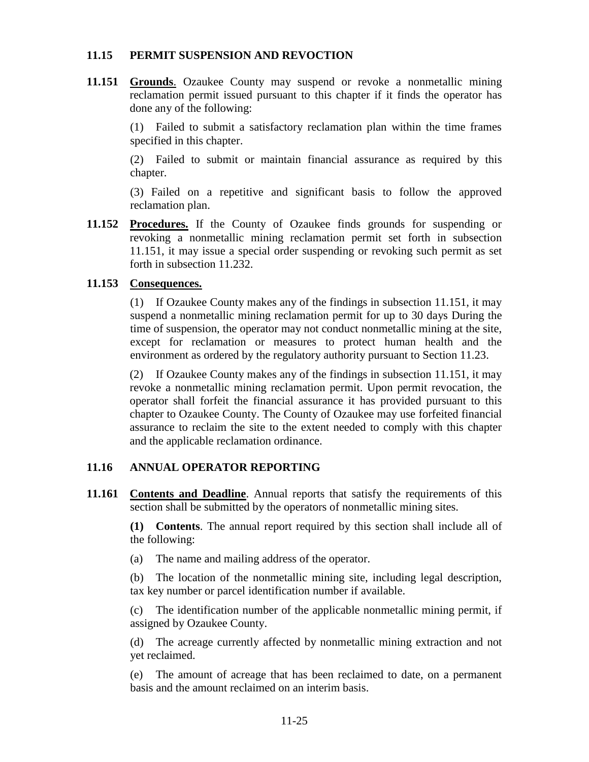## 11.15 PERMIT SUSPENSION AND REVOCTION

**11.151** **Grounds**. Ozaukee County may suspend or revoke a nonmetallic mining reclamation permit issued pursuant to this chapter if it finds the operator has done any of the following:

(1) Failed to submit a satisfactory reclamation plan within the time frames specified in this chapter.

(2) Failed to submit or maintain financial assurance as required by this chapter.

(3) Failed on a repetitive and significant basis to follow the approved reclamation plan.

**11.152** **Procedures.** If the County of Ozaukee finds grounds for suspending or revoking a nonmetallic mining reclamation permit set forth in subsection 11.151, it may issue a special order suspending or revoking such permit as set forth in subsection 11.232.

**11.153** **Consequences.**

(1) If Ozaukee County makes any of the findings in subsection 11.151, it may suspend a nonmetallic mining reclamation permit for up to 30 days During the time of suspension, the operator may not conduct nonmetallic mining at the site, except for reclamation or measures to protect human health and the environment as ordered by the regulatory authority pursuant to Section 11.23.

(2) If Ozaukee County makes any of the findings in subsection 11.151, it may revoke a nonmetallic mining reclamation permit. Upon permit revocation, the operator shall forfeit the financial assurance it has provided pursuant to this chapter to Ozaukee County. The County of Ozaukee may use forfeited financial assurance to reclaim the site to the extent needed to comply with this chapter and the applicable reclamation ordinance.

## 11.16 ANNUAL OPERATOR REPORTING

**11.161** **Contents and Deadline**. Annual reports that satisfy the requirements of this section shall be submitted by the operators of nonmetallic mining sites.

**(1) Contents**. The annual report required by this section shall include all of the following:

(a) The name and mailing address of the operator.

(b) The location of the nonmetallic mining site, including legal description, tax key number or parcel identification number if available.

(c) The identification number of the applicable nonmetallic mining permit, if assigned by Ozaukee County.

(d) The acreage currently affected by nonmetallic mining extraction and not yet reclaimed.

(e) The amount of acreage that has been reclaimed to date, on a permanent basis and the amount reclaimed on an interim basis.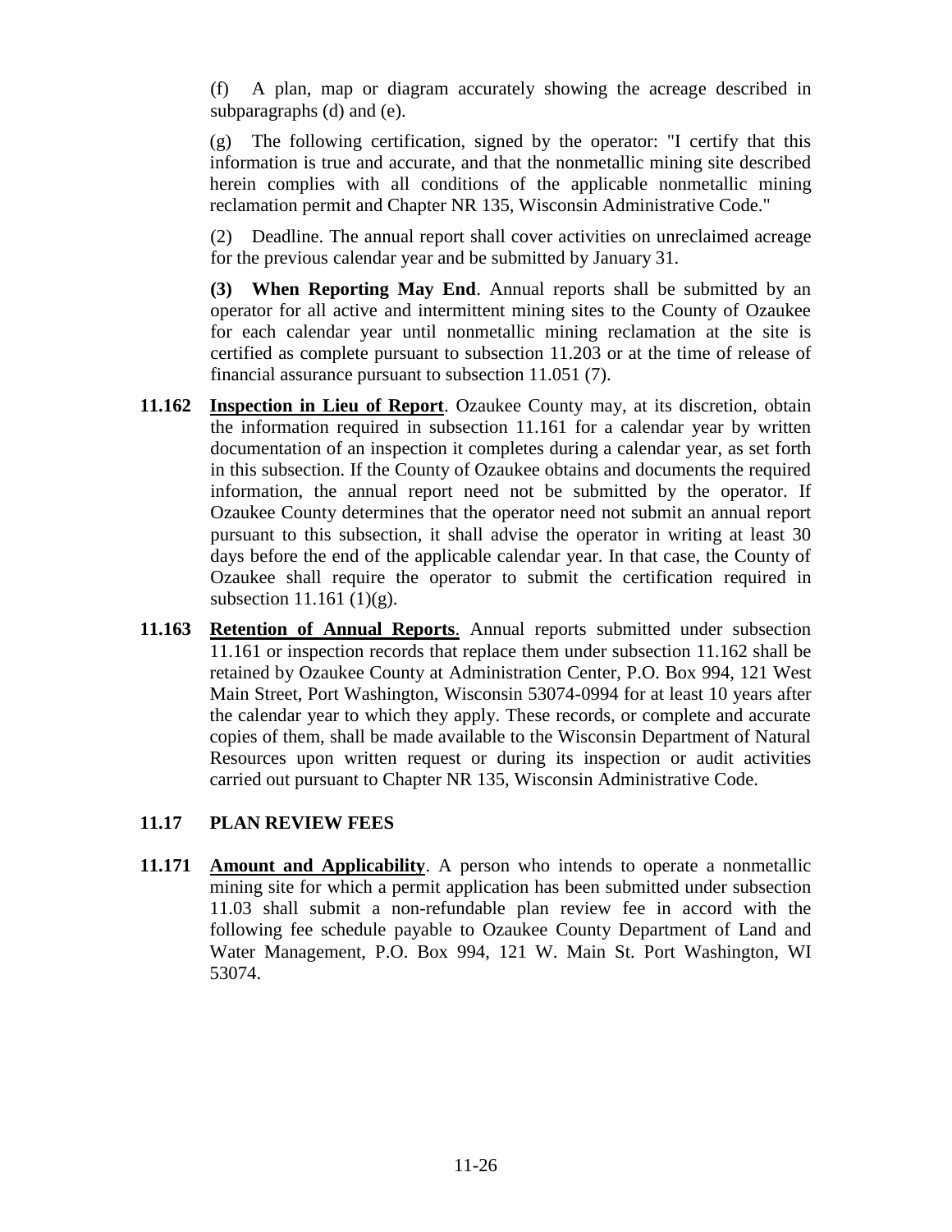(f) A plan, map or diagram accurately showing the acreage described in subparagraphs (d) and (e).

(g) The following certification, signed by the operator: "I certify that this information is true and accurate, and that the nonmetallic mining site described herein complies with all conditions of the applicable nonmetallic mining reclamation permit and Chapter NR 135, Wisconsin Administrative Code."

(2) Deadline. The annual report shall cover activities on unreclaimed acreage for the previous calendar year and be submitted by January 31.

**(3) When Reporting May End**. Annual reports shall be submitted by an operator for all active and intermittent mining sites to the County of Ozaukee for each calendar year until nonmetallic mining reclamation at the site is certified as complete pursuant to subsection 11.203 or at the time of release of financial assurance pursuant to subsection 11.051 (7).

**11.162** **Inspection in Lieu of Report**. Ozaukee County may, at its discretion, obtain the information required in subsection 11.161 for a calendar year by written documentation of an inspection it completes during a calendar year, as set forth in this subsection. If the County of Ozaukee obtains and documents the required information, the annual report need not be submitted by the operator. If Ozaukee County determines that the operator need not submit an annual report pursuant to this subsection, it shall advise the operator in writing at least 30 days before the end of the applicable calendar year. In that case, the County of Ozaukee shall require the operator to submit the certification required in subsection 11.161 (1)(g).

**11.163** **Retention of Annual Reports**. Annual reports submitted under subsection 11.161 or inspection records that replace them under subsection 11.162 shall be retained by Ozaukee County at Administration Center, P.O. Box 994, 121 West Main Street, Port Washington, Wisconsin 53074-0994 for at least 10 years after the calendar year to which they apply. These records, or complete and accurate copies of them, shall be made available to the Wisconsin Department of Natural Resources upon written request or during its inspection or audit activities carried out pursuant to Chapter NR 135, Wisconsin Administrative Code.

## 11.17 PLAN REVIEW FEES

**11.171** **Amount and Applicability**. A person who intends to operate a nonmetallic mining site for which a permit application has been submitted under subsection 11.03 shall submit a non-refundable plan review fee in accord with the following fee schedule payable to Ozaukee County Department of Land and Water Management, P.O. Box 994, 121 W. Main St. Port Washington, WI 53074.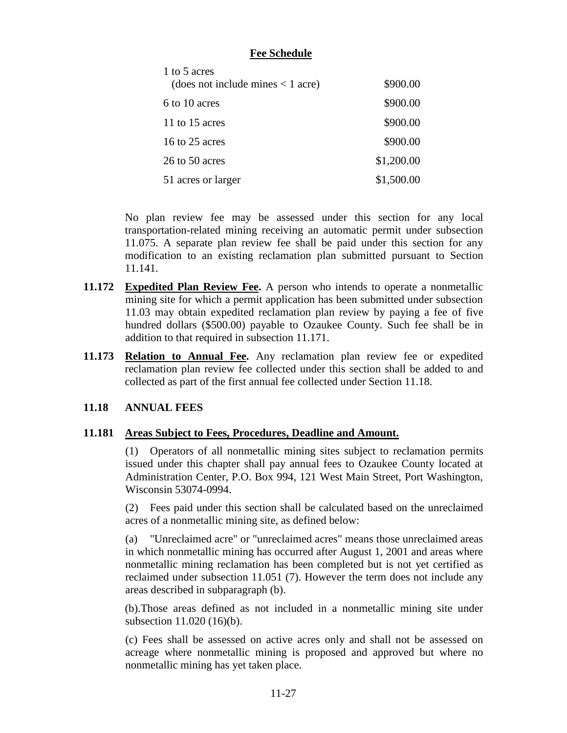**Fee Schedule**

| | |
|---|---|
| 1 to 5 acres (does not include mines < 1 acre) | \$900.00 |
| 6 to 10 acres | \$900.00 |
| 11 to 15 acres | \$900.00 |
| 16 to 25 acres | \$900.00 |
| 26 to 50 acres | \$1,200.00 |
| 51 acres or larger | \$1,500.00 |

No plan review fee may be assessed under this section for any local transportation-related mining receiving an automatic permit under subsection 11.075. A separate plan review fee shall be paid under this section for any modification to an existing reclamation plan submitted pursuant to Section 11.141.

**11.172** **Expedited Plan Review Fee.** A person who intends to operate a nonmetallic mining site for which a permit application has been submitted under subsection 11.03 may obtain expedited reclamation plan review by paying a fee of five hundred dollars (\$500.00) payable to Ozaukee County. Such fee shall be in addition to that required in subsection 11.171.

**11.173** **Relation to Annual Fee.** Any reclamation plan review fee or expedited reclamation plan review fee collected under this section shall be added to and collected as part of the first annual fee collected under Section 11.18.

## 11.18 ANNUAL FEES

### 11.181 Areas Subject to Fees, Procedures, Deadline and Amount.

(1) Operators of all nonmetallic mining sites subject to reclamation permits issued under this chapter shall pay annual fees to Ozaukee County located at Administration Center, P.O. Box 994, 121 West Main Street, Port Washington, Wisconsin 53074-0994.

(2) Fees paid under this section shall be calculated based on the unreclaimed acres of a nonmetallic mining site, as defined below:

(a) "Unreclaimed acre" or "unreclaimed acres" means those unreclaimed areas in which nonmetallic mining has occurred after August 1, 2001 and areas where nonmetallic mining reclamation has been completed but is not yet certified as reclaimed under subsection 11.051 (7). However the term does not include any areas described in subparagraph (b).

(b).Those areas defined as not included in a nonmetallic mining site under subsection 11.020 (16)(b).

(c) Fees shall be assessed on active acres only and shall not be assessed on acreage where nonmetallic mining is proposed and approved but where no nonmetallic mining has yet taken place.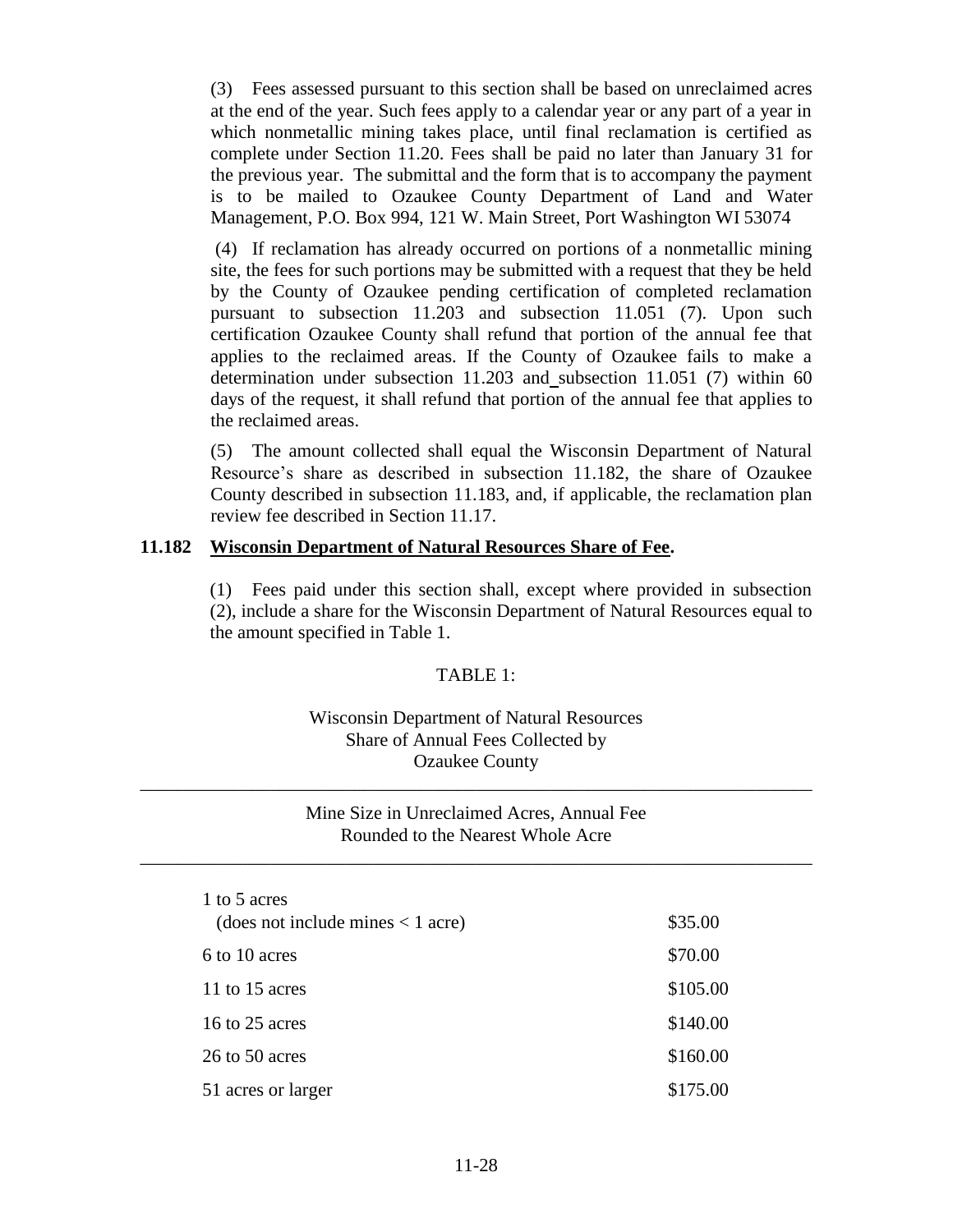(3) Fees assessed pursuant to this section shall be based on unreclaimed acres at the end of the year. Such fees apply to a calendar year or any part of a year in which nonmetallic mining takes place, until final reclamation is certified as complete under Section 11.20. Fees shall be paid no later than January 31 for the previous year. The submittal and the form that is to accompany the payment is to be mailed to Ozaukee County Department of Land and Water Management, P.O. Box 994, 121 W. Main Street, Port Washington WI 53074

(4) If reclamation has already occurred on portions of a nonmetallic mining site, the fees for such portions may be submitted with a request that they be held by the County of Ozaukee pending certification of completed reclamation pursuant to subsection 11.203 and subsection 11.051 (7). Upon such certification Ozaukee County shall refund that portion of the annual fee that applies to the reclaimed areas. If the County of Ozaukee fails to make a determination under subsection 11.203 and subsection 11.051 (7) within 60 days of the request, it shall refund that portion of the annual fee that applies to the reclaimed areas.

(5) The amount collected shall equal the Wisconsin Department of Natural Resource's share as described in subsection 11.182, the share of Ozaukee County described in subsection 11.183, and, if applicable, the reclamation plan review fee described in Section 11.17.

### 11.182 Wisconsin Department of Natural Resources Share of Fee.

(1) Fees paid under this section shall, except where provided in subsection (2), include a share for the Wisconsin Department of Natural Resources equal to the amount specified in Table 1.

TABLE 1:

Wisconsin Department of Natural Resources Share of Annual Fees Collected by Ozaukee County

| Mine Size in Unreclaimed Acres, Rounded to the Nearest Whole Acre | Annual Fee |
|---|---|
| 1 to 5 acres (does not include mines < 1 acre) | \$35.00 |
| 6 to 10 acres | \$70.00 |
| 11 to 15 acres | \$105.00 |
| 16 to 25 acres | \$140.00 |
| 26 to 50 acres | \$160.00 |
| 51 acres or larger | \$175.00 |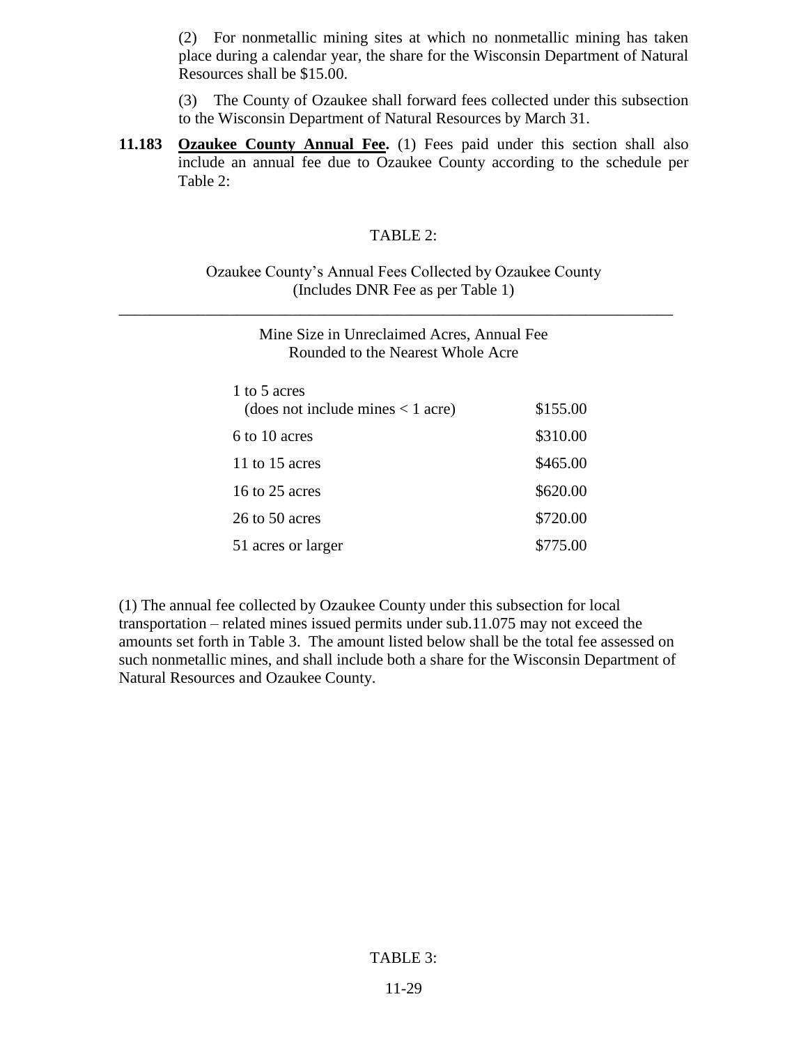(2) For nonmetallic mining sites at which no nonmetallic mining has taken place during a calendar year, the share for the Wisconsin Department of Natural Resources shall be $15.00.

(3) The County of Ozaukee shall forward fees collected under this subsection to the Wisconsin Department of Natural Resources by March 31.

**11.183** **Ozaukee County Annual Fee.** (1) Fees paid under this section shall also include an annual fee due to Ozaukee County according to the schedule per Table 2:

TABLE 2:

Ozaukee County's Annual Fees Collected by Ozaukee County (Includes DNR Fee as per Table 1)

| Mine Size in Unreclaimed Acres, Rounded to the Nearest Whole Acre | Annual Fee |
|---|---|
| 1 to 5 acres (does not include mines < 1 acre) | $155.00 |
| 6 to 10 acres | $310.00 |
| 11 to 15 acres | $465.00 |
| 16 to 25 acres | $620.00 |
| 26 to 50 acres | $720.00 |
| 51 acres or larger | $775.00 |

(1) The annual fee collected by Ozaukee County under this subsection for local transportation – related mines issued permits under sub.11.075 may not exceed the amounts set forth in Table 3. The amount listed below shall be the total fee assessed on such nonmetallic mines, and shall include both a share for the Wisconsin Department of Natural Resources and Ozaukee County.

TABLE 3: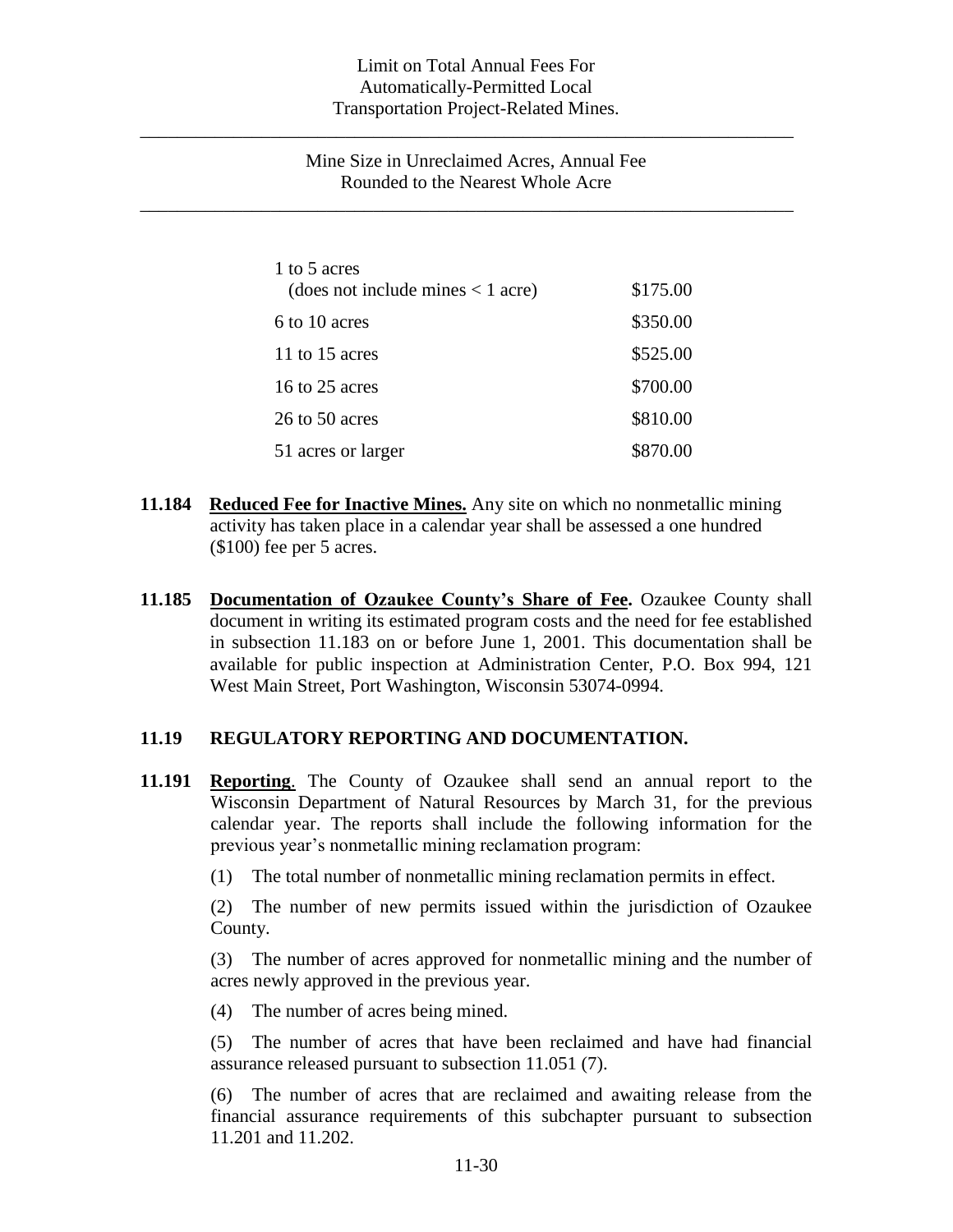Limit on Total Annual Fees For Automatically-Permitted Local Transportation Project-Related Mines.

| Mine Size in Unreclaimed Acres, Rounded to the Nearest Whole Acre | Annual Fee |
| --- | --- |
| 1 to 5 acres (does not include mines < 1 acre) | $175.00 |
| 6 to 10 acres | $350.00 |
| 11 to 15 acres | $525.00 |
| 16 to 25 acres | $700.00 |
| 26 to 50 acres | $810.00 |
| 51 acres or larger | $870.00 |

**11.184 Reduced Fee for Inactive Mines.** Any site on which no nonmetallic mining activity has taken place in a calendar year shall be assessed a one hundred ($100) fee per 5 acres.

**11.185 Documentation of Ozaukee County's Share of Fee.** Ozaukee County shall document in writing its estimated program costs and the need for fee established in subsection 11.183 on or before June 1, 2001. This documentation shall be available for public inspection at Administration Center, P.O. Box 994, 121 West Main Street, Port Washington, Wisconsin 53074-0994.

## 11.19 REGULATORY REPORTING AND DOCUMENTATION.

**11.191 Reporting**. The County of Ozaukee shall send an annual report to the Wisconsin Department of Natural Resources by March 31, for the previous calendar year. The reports shall include the following information for the previous year's nonmetallic mining reclamation program:

(1) The total number of nonmetallic mining reclamation permits in effect.

(2) The number of new permits issued within the jurisdiction of Ozaukee County.

(3) The number of acres approved for nonmetallic mining and the number of acres newly approved in the previous year.

(4) The number of acres being mined.

(5) The number of acres that have been reclaimed and have had financial assurance released pursuant to subsection 11.051 (7).

(6) The number of acres that are reclaimed and awaiting release from the financial assurance requirements of this subchapter pursuant to subsection 11.201 and 11.202.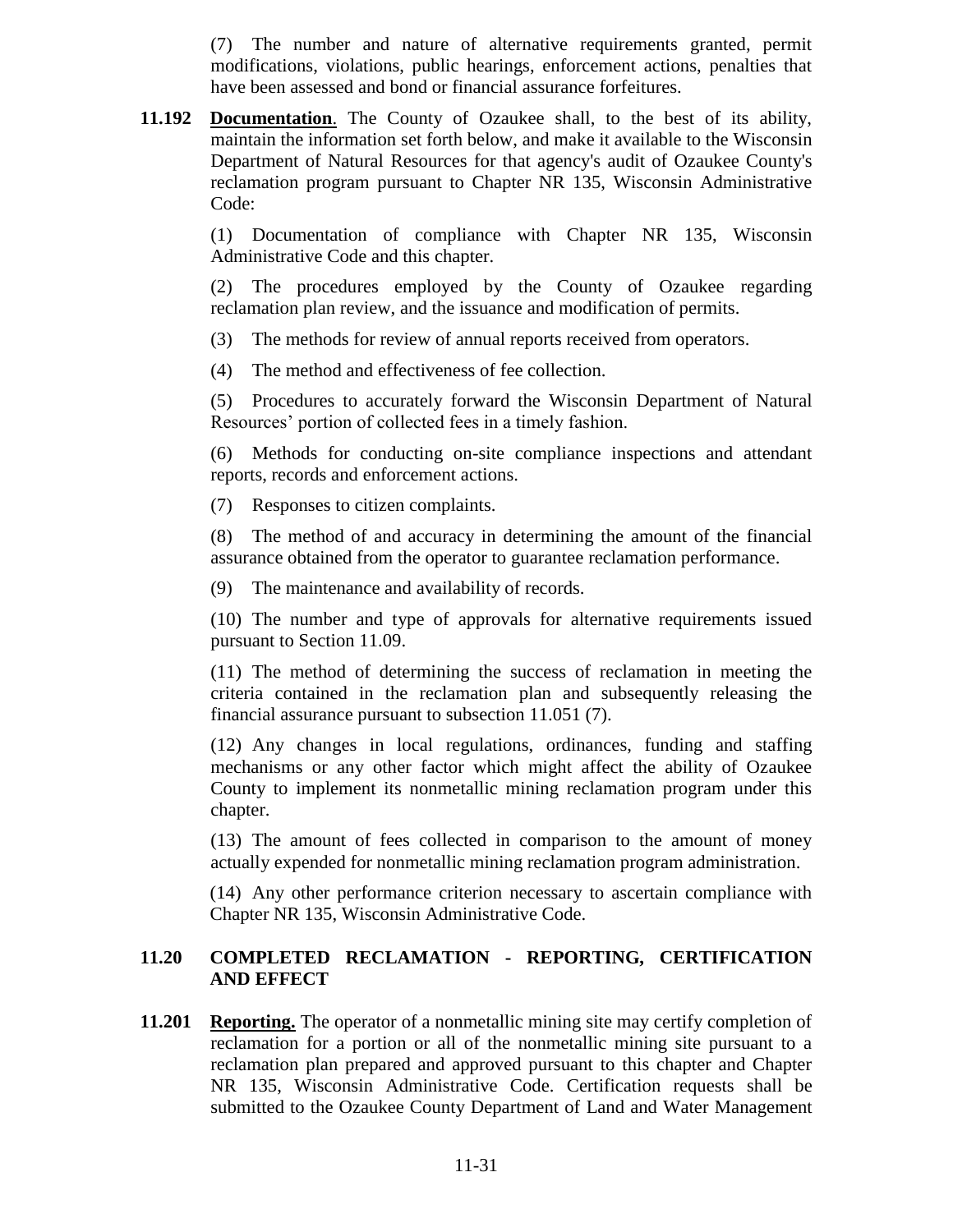(7) The number and nature of alternative requirements granted, permit modifications, violations, public hearings, enforcement actions, penalties that have been assessed and bond or financial assurance forfeitures.

**11.192 Documentation**. The County of Ozaukee shall, to the best of its ability, maintain the information set forth below, and make it available to the Wisconsin Department of Natural Resources for that agency's audit of Ozaukee County's reclamation program pursuant to Chapter NR 135, Wisconsin Administrative Code:

(1) Documentation of compliance with Chapter NR 135, Wisconsin Administrative Code and this chapter.

(2) The procedures employed by the County of Ozaukee regarding reclamation plan review, and the issuance and modification of permits.

(3) The methods for review of annual reports received from operators.

(4) The method and effectiveness of fee collection.

(5) Procedures to accurately forward the Wisconsin Department of Natural Resources' portion of collected fees in a timely fashion.

(6) Methods for conducting on-site compliance inspections and attendant reports, records and enforcement actions.

(7) Responses to citizen complaints.

(8) The method of and accuracy in determining the amount of the financial assurance obtained from the operator to guarantee reclamation performance.

(9) The maintenance and availability of records.

(10) The number and type of approvals for alternative requirements issued pursuant to Section 11.09.

(11) The method of determining the success of reclamation in meeting the criteria contained in the reclamation plan and subsequently releasing the financial assurance pursuant to subsection 11.051 (7).

(12) Any changes in local regulations, ordinances, funding and staffing mechanisms or any other factor which might affect the ability of Ozaukee County to implement its nonmetallic mining reclamation program under this chapter.

(13) The amount of fees collected in comparison to the amount of money actually expended for nonmetallic mining reclamation program administration.

(14) Any other performance criterion necessary to ascertain compliance with Chapter NR 135, Wisconsin Administrative Code.

## 11.20 COMPLETED RECLAMATION - REPORTING, CERTIFICATION AND EFFECT

**11.201 Reporting.** The operator of a nonmetallic mining site may certify completion of reclamation for a portion or all of the nonmetallic mining site pursuant to a reclamation plan prepared and approved pursuant to this chapter and Chapter NR 135, Wisconsin Administrative Code. Certification requests shall be submitted to the Ozaukee County Department of Land and Water Management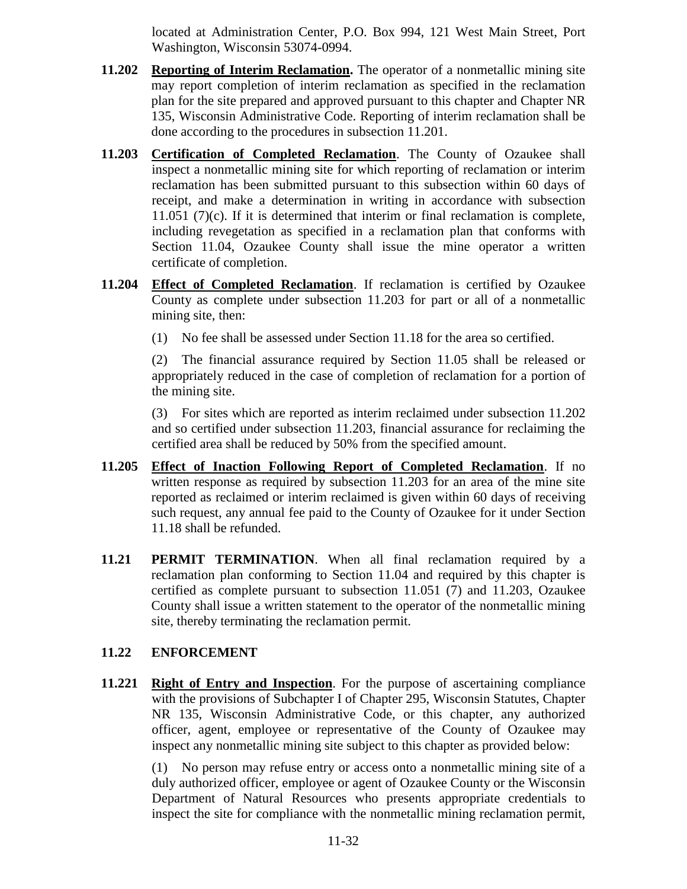located at Administration Center, P.O. Box 994, 121 West Main Street, Port Washington, Wisconsin 53074-0994.

**11.202** **Reporting of Interim Reclamation.** The operator of a nonmetallic mining site may report completion of interim reclamation as specified in the reclamation plan for the site prepared and approved pursuant to this chapter and Chapter NR 135, Wisconsin Administrative Code. Reporting of interim reclamation shall be done according to the procedures in subsection 11.201.

**11.203** **Certification of Completed Reclamation**. The County of Ozaukee shall inspect a nonmetallic mining site for which reporting of reclamation or interim reclamation has been submitted pursuant to this subsection within 60 days of receipt, and make a determination in writing in accordance with subsection 11.051 (7)(c). If it is determined that interim or final reclamation is complete, including revegetation as specified in a reclamation plan that conforms with Section 11.04, Ozaukee County shall issue the mine operator a written certificate of completion.

**11.204** **Effect of Completed Reclamation**. If reclamation is certified by Ozaukee County as complete under subsection 11.203 for part or all of a nonmetallic mining site, then:

(1) No fee shall be assessed under Section 11.18 for the area so certified.

(2) The financial assurance required by Section 11.05 shall be released or appropriately reduced in the case of completion of reclamation for a portion of the mining site.

(3) For sites which are reported as interim reclaimed under subsection 11.202 and so certified under subsection 11.203, financial assurance for reclaiming the certified area shall be reduced by 50% from the specified amount.

**11.205** **Effect of Inaction Following Report of Completed Reclamation**. If no written response as required by subsection 11.203 for an area of the mine site reported as reclaimed or interim reclaimed is given within 60 days of receiving such request, any annual fee paid to the County of Ozaukee for it under Section 11.18 shall be refunded.

**11.21** **PERMIT TERMINATION**. When all final reclamation required by a reclamation plan conforming to Section 11.04 and required by this chapter is certified as complete pursuant to subsection 11.051 (7) and 11.203, Ozaukee County shall issue a written statement to the operator of the nonmetallic mining site, thereby terminating the reclamation permit.

## 11.22 ENFORCEMENT

**11.221** **Right of Entry and Inspection**. For the purpose of ascertaining compliance with the provisions of Subchapter I of Chapter 295, Wisconsin Statutes, Chapter NR 135, Wisconsin Administrative Code, or this chapter, any authorized officer, agent, employee or representative of the County of Ozaukee may inspect any nonmetallic mining site subject to this chapter as provided below:

(1) No person may refuse entry or access onto a nonmetallic mining site of a duly authorized officer, employee or agent of Ozaukee County or the Wisconsin Department of Natural Resources who presents appropriate credentials to inspect the site for compliance with the nonmetallic mining reclamation permit,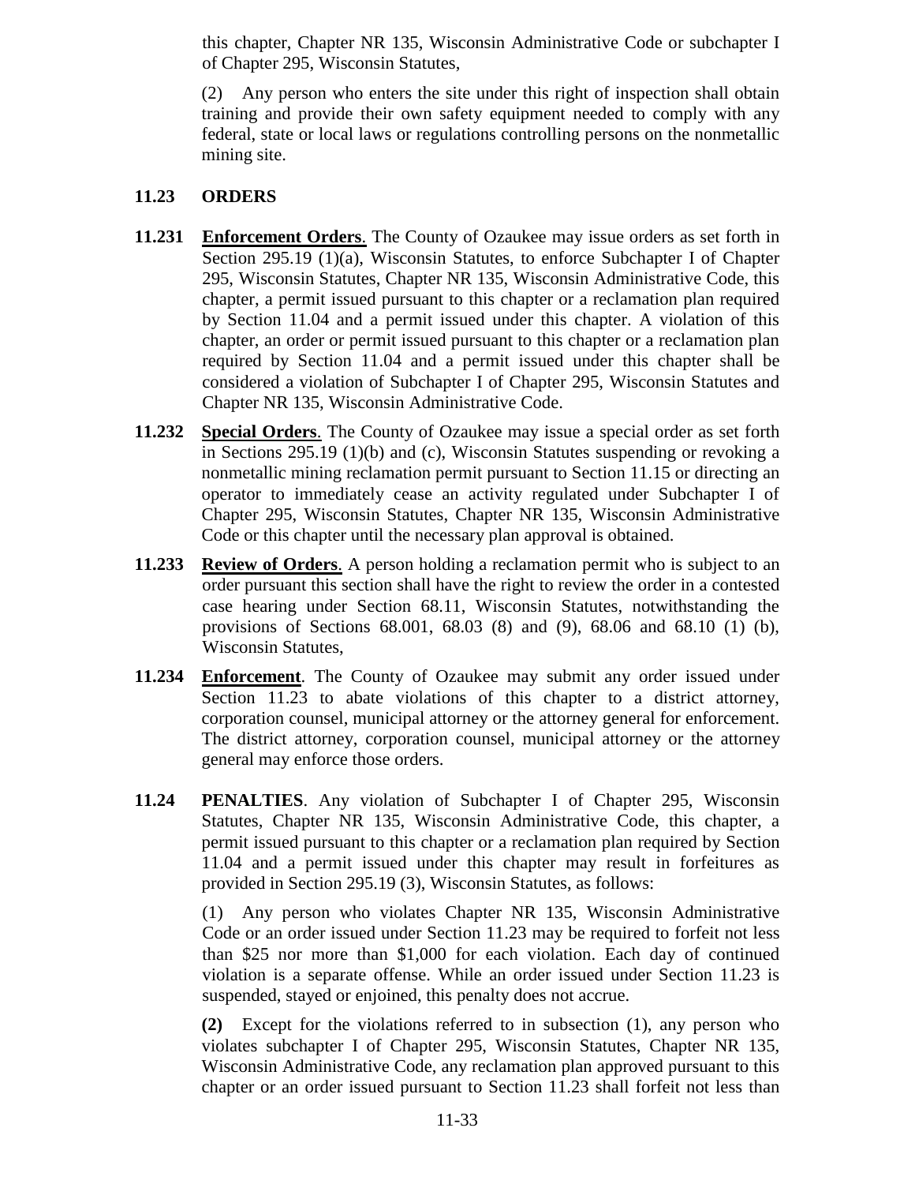this chapter, Chapter NR 135, Wisconsin Administrative Code or subchapter I of Chapter 295, Wisconsin Statutes,

(2) Any person who enters the site under this right of inspection shall obtain training and provide their own safety equipment needed to comply with any federal, state or local laws or regulations controlling persons on the nonmetallic mining site.

**11.23 ORDERS**

**11.231 Enforcement Orders**. The County of Ozaukee may issue orders as set forth in Section 295.19 (1)(a), Wisconsin Statutes, to enforce Subchapter I of Chapter 295, Wisconsin Statutes, Chapter NR 135, Wisconsin Administrative Code, this chapter, a permit issued pursuant to this chapter or a reclamation plan required by Section 11.04 and a permit issued under this chapter. A violation of this chapter, an order or permit issued pursuant to this chapter or a reclamation plan required by Section 11.04 and a permit issued under this chapter shall be considered a violation of Subchapter I of Chapter 295, Wisconsin Statutes and Chapter NR 135, Wisconsin Administrative Code.

**11.232 Special Orders**. The County of Ozaukee may issue a special order as set forth in Sections 295.19 (1)(b) and (c), Wisconsin Statutes suspending or revoking a nonmetallic mining reclamation permit pursuant to Section 11.15 or directing an operator to immediately cease an activity regulated under Subchapter I of Chapter 295, Wisconsin Statutes, Chapter NR 135, Wisconsin Administrative Code or this chapter until the necessary plan approval is obtained.

**11.233 Review of Orders**. A person holding a reclamation permit who is subject to an order pursuant this section shall have the right to review the order in a contested case hearing under Section 68.11, Wisconsin Statutes, notwithstanding the provisions of Sections 68.001, 68.03 (8) and (9), 68.06 and 68.10 (1) (b), Wisconsin Statutes,

**11.234 Enforcement**. The County of Ozaukee may submit any order issued under Section 11.23 to abate violations of this chapter to a district attorney, corporation counsel, municipal attorney or the attorney general for enforcement. The district attorney, corporation counsel, municipal attorney or the attorney general may enforce those orders.

**11.24 PENALTIES**. Any violation of Subchapter I of Chapter 295, Wisconsin Statutes, Chapter NR 135, Wisconsin Administrative Code, this chapter, a permit issued pursuant to this chapter or a reclamation plan required by Section 11.04 and a permit issued under this chapter may result in forfeitures as provided in Section 295.19 (3), Wisconsin Statutes, as follows:

(1) Any person who violates Chapter NR 135, Wisconsin Administrative Code or an order issued under Section 11.23 may be required to forfeit not less than \$25 nor more than \$1,000 for each violation. Each day of continued violation is a separate offense. While an order issued under Section 11.23 is suspended, stayed or enjoined, this penalty does not accrue.

**(2)** Except for the violations referred to in subsection (1), any person who violates subchapter I of Chapter 295, Wisconsin Statutes, Chapter NR 135, Wisconsin Administrative Code, any reclamation plan approved pursuant to this chapter or an order issued pursuant to Section 11.23 shall forfeit not less than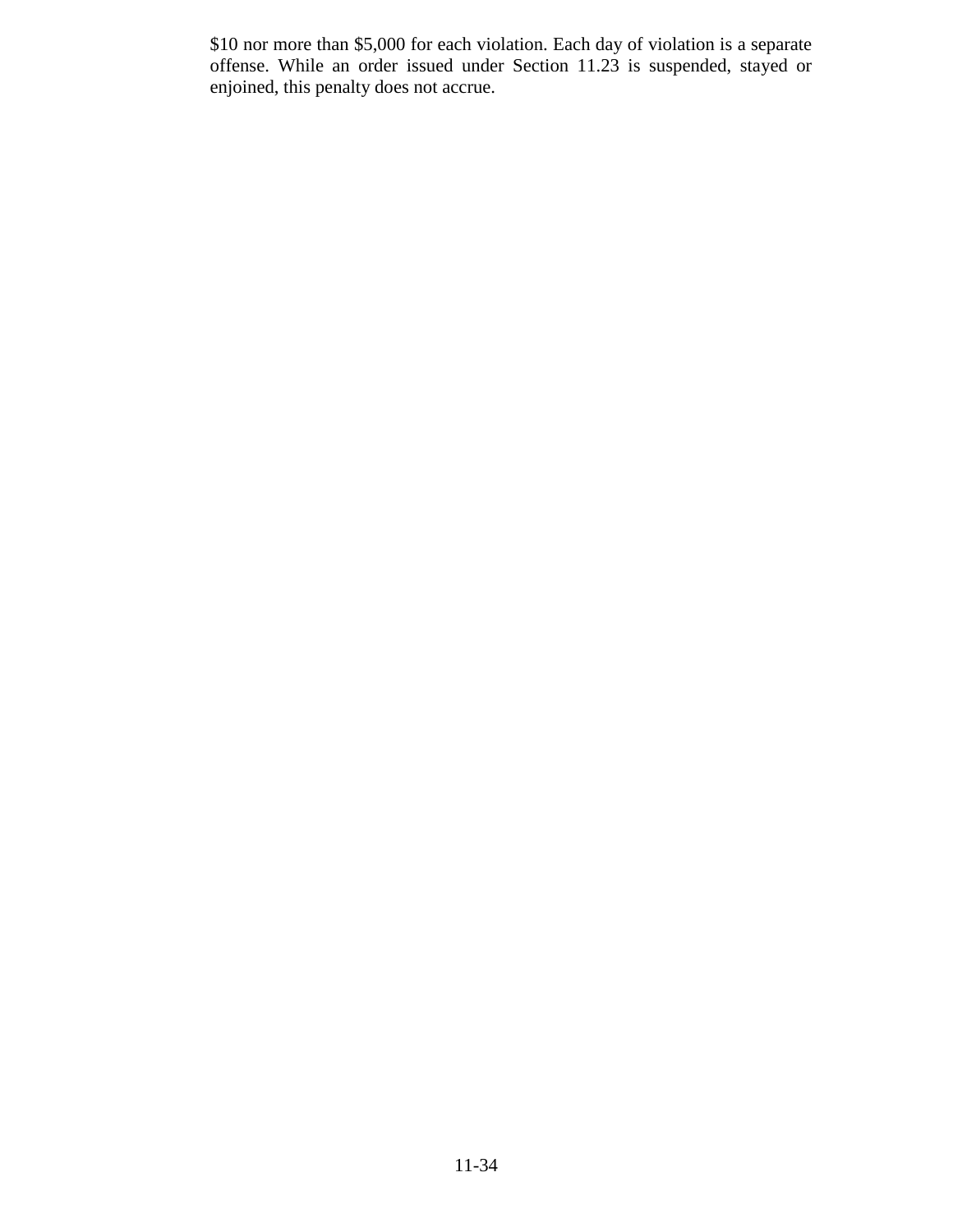$10 nor more than $5,000 for each violation. Each day of violation is a separate offense. While an order issued under Section 11.23 is suspended, stayed or enjoined, this penalty does not accrue.